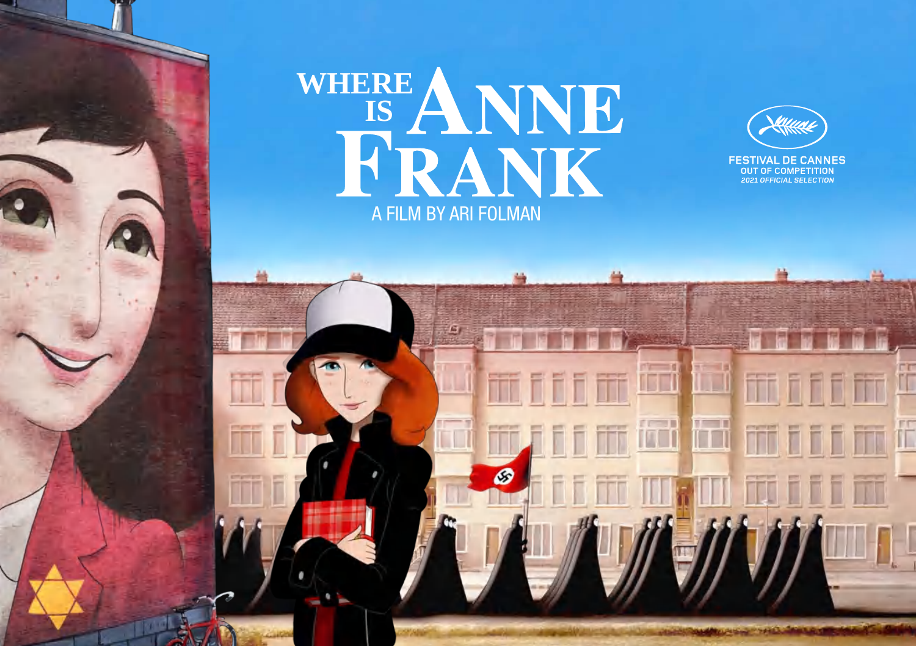# WHERE IS ANNE FRANK

A FILM BY ARI FOLMAN

FESTIVAL DE CANNES
OUT OF COMPETITION
*2021 OFFICIAL SELECTION*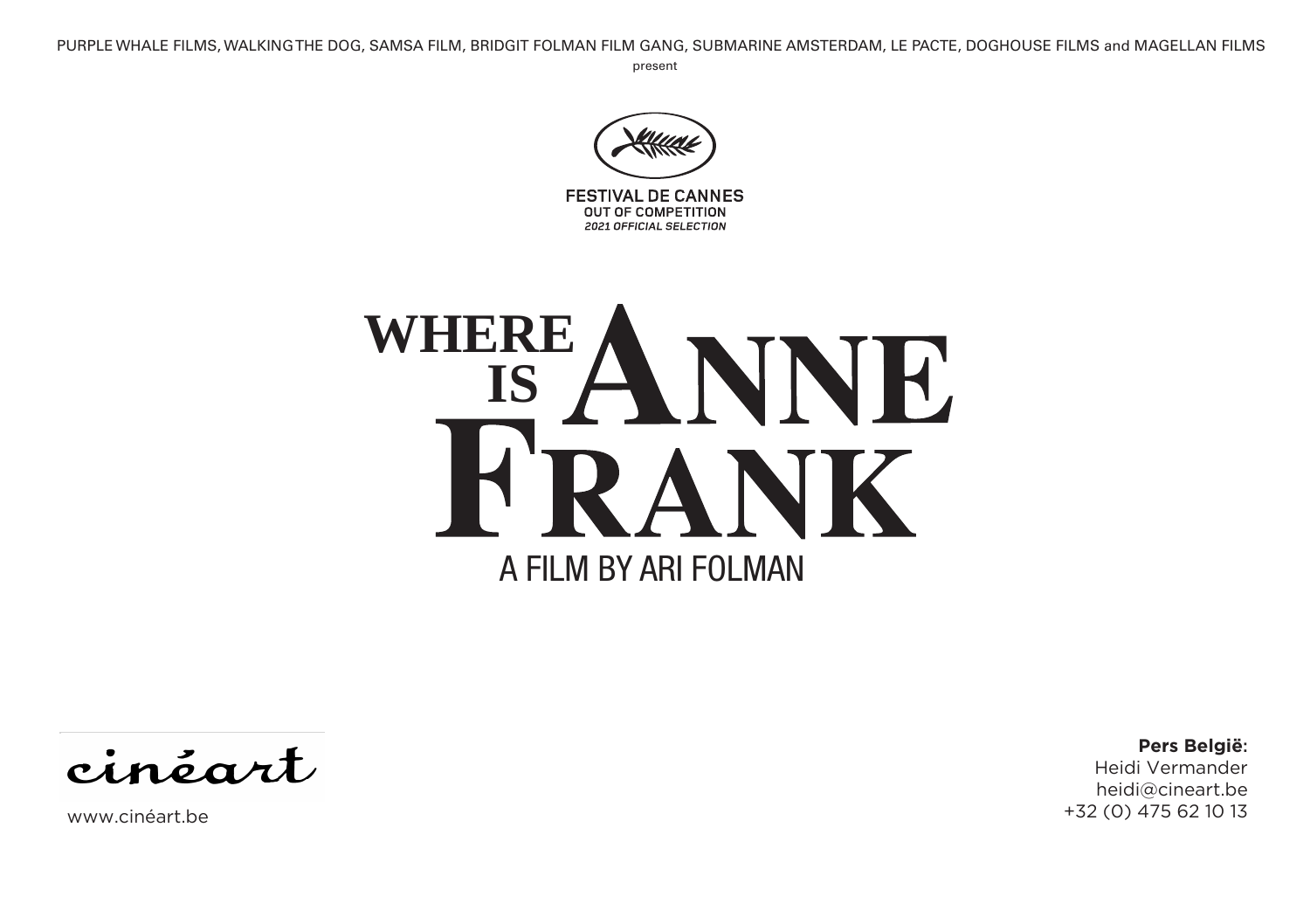PURPLE WHALE FILMS, WALKING THE DOG, SAMSA FILM, BRIDGIT FOLMAN FILM GANG, SUBMARINE AMSTERDAM, LE PACTE, DOGHOUSE FILMS and MAGELLAN FILMS

present

FESTIVAL DE CANNES
OUT OF COMPETITION
*2021 OFFICIAL SELECTION*

# WHERE IS ANNE FRANK

A FILM BY ARI FOLMAN

cinéart

www.cinéart.be

**Pers België:**
Heidi Vermander
heidi@cineart.be
+32 (0) 475 62 10 13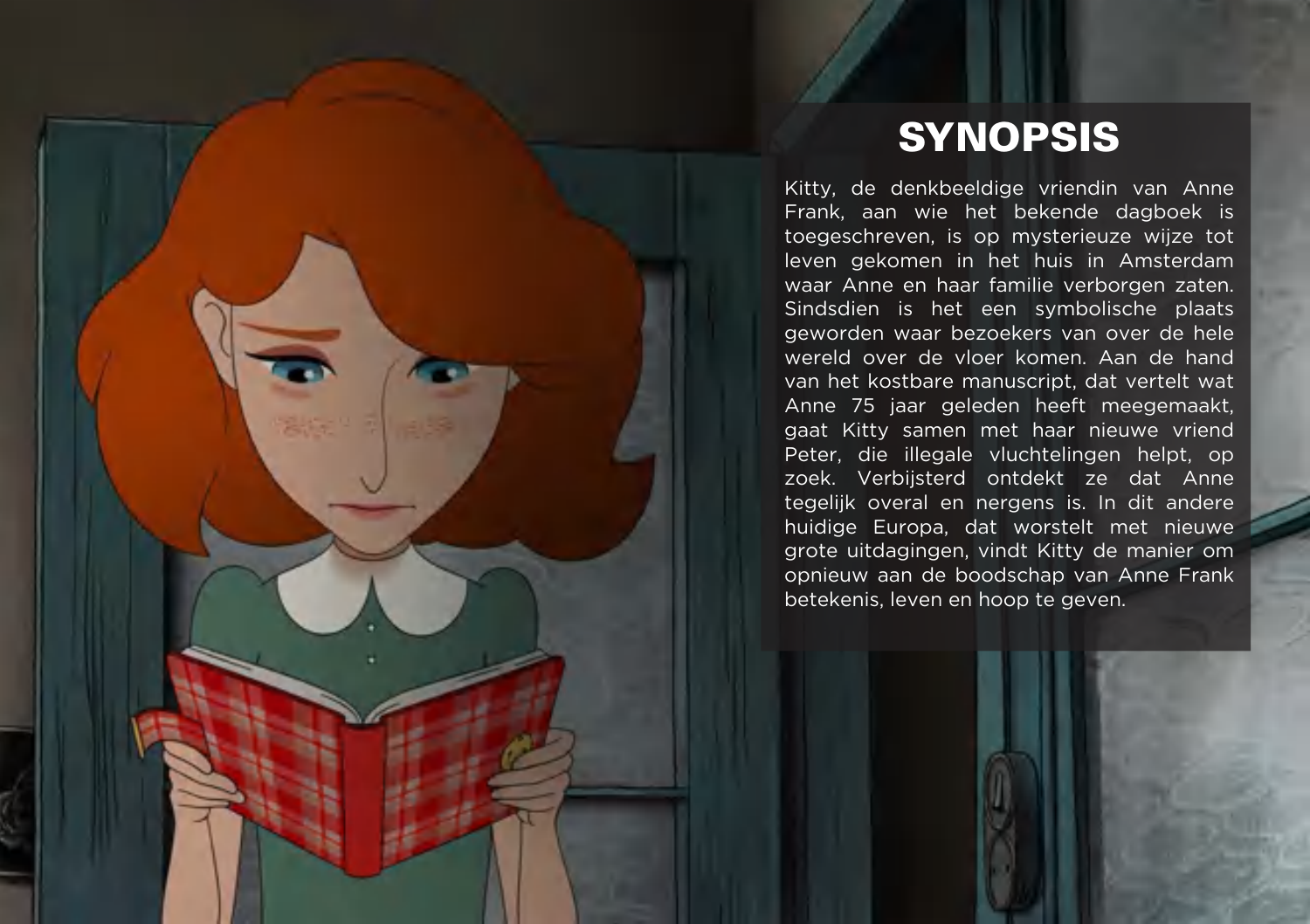# SYNOPSIS

Kitty, de denkbeeldige vriendin van Anne Frank, aan wie het bekende dagboek is toegeschreven, is op mysterieuze wijze tot leven gekomen in het huis in Amsterdam waar Anne en haar familie verborgen zaten. Sindsdien is het een symbolische plaats geworden waar bezoekers van over de hele wereld over de vloer komen. Aan de hand van het kostbare manuscript, dat vertelt wat Anne 75 jaar geleden heeft meegemaakt, gaat Kitty samen met haar nieuwe vriend Peter, die illegale vluchtelingen helpt, op zoek. Verbijsterd ontdekt ze dat Anne tegelijk overal en nergens is. In dit andere huidige Europa, dat worstelt met nieuwe grote uitdagingen, vindt Kitty de manier om opnieuw aan de boodschap van Anne Frank betekenis, leven en hoop te geven.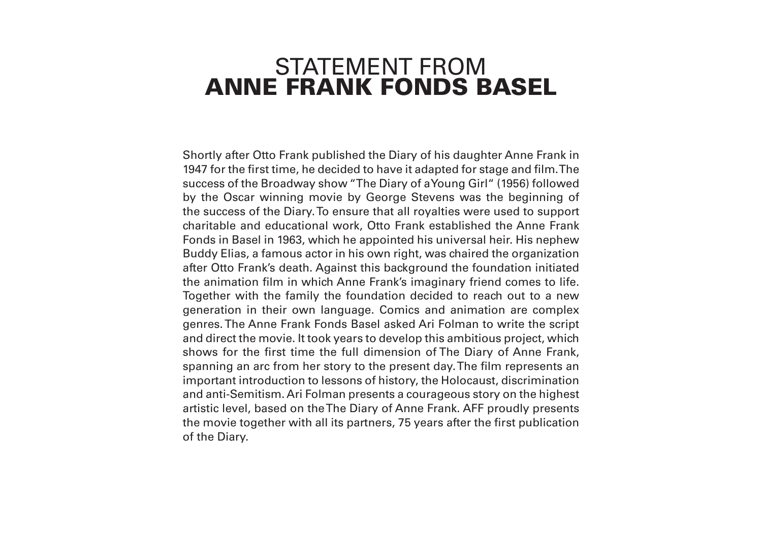# STATEMENT FROM **ANNE FRANK FONDS BASEL**

Shortly after Otto Frank published the Diary of his daughter Anne Frank in 1947 for the first time, he decided to have it adapted for stage and film. The success of the Broadway show "The Diary of a Young Girl" (1956) followed by the Oscar winning movie by George Stevens was the beginning of the success of the Diary. To ensure that all royalties were used to support charitable and educational work, Otto Frank established the Anne Frank Fonds in Basel in 1963, which he appointed his universal heir. His nephew Buddy Elias, a famous actor in his own right, was chaired the organization after Otto Frank's death. Against this background the foundation initiated the animation film in which Anne Frank's imaginary friend comes to life. Together with the family the foundation decided to reach out to a new generation in their own language. Comics and animation are complex genres. The Anne Frank Fonds Basel asked Ari Folman to write the script and direct the movie. It took years to develop this ambitious project, which shows for the first time the full dimension of The Diary of Anne Frank, spanning an arc from her story to the present day. The film represents an important introduction to lessons of history, the Holocaust, discrimination and anti-Semitism. Ari Folman presents a courageous story on the highest artistic level, based on the The Diary of Anne Frank. AFF proudly presents the movie together with all its partners, 75 years after the first publication of the Diary.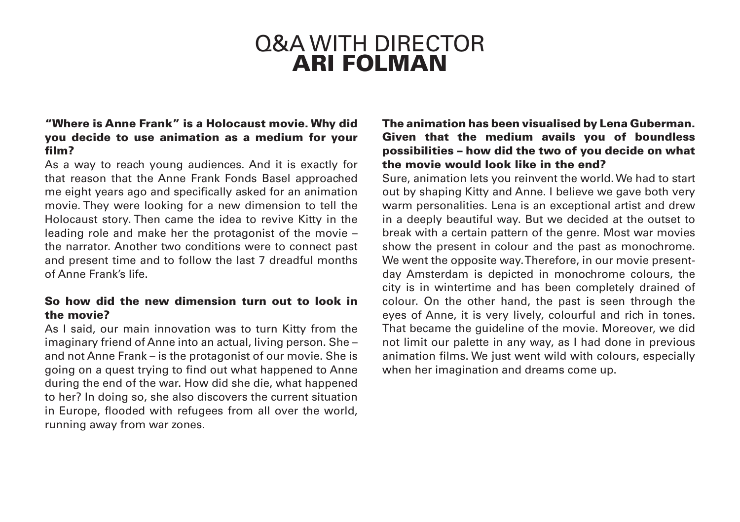# Q&A WITH DIRECTOR **ARI FOLMAN**

**"Where is Anne Frank" is a Holocaust movie. Why did you decide to use animation as a medium for your film?**

As a way to reach young audiences. And it is exactly for that reason that the Anne Frank Fonds Basel approached me eight years ago and specifically asked for an animation movie. They were looking for a new dimension to tell the Holocaust story. Then came the idea to revive Kitty in the leading role and make her the protagonist of the movie – the narrator. Another two conditions were to connect past and present time and to follow the last 7 dreadful months of Anne Frank's life.

**So how did the new dimension turn out to look in the movie?**

As I said, our main innovation was to turn Kitty from the imaginary friend of Anne into an actual, living person. She – and not Anne Frank – is the protagonist of our movie. She is going on a quest trying to find out what happened to Anne during the end of the war. How did she die, what happened to her? In doing so, she also discovers the current situation in Europe, flooded with refugees from all over the world, running away from war zones.

**The animation has been visualised by Lena Guberman. Given that the medium avails you of boundless possibilities – how did the two of you decide on what the movie would look like in the end?**

Sure, animation lets you reinvent the world. We had to start out by shaping Kitty and Anne. I believe we gave both very warm personalities. Lena is an exceptional artist and drew in a deeply beautiful way. But we decided at the outset to break with a certain pattern of the genre. Most war movies show the present in colour and the past as monochrome. We went the opposite way. Therefore, in our movie present-day Amsterdam is depicted in monochrome colours, the city is in wintertime and has been completely drained of colour. On the other hand, the past is seen through the eyes of Anne, it is very lively, colourful and rich in tones. That became the guideline of the movie. Moreover, we did not limit our palette in any way, as I had done in previous animation films. We just went wild with colours, especially when her imagination and dreams come up.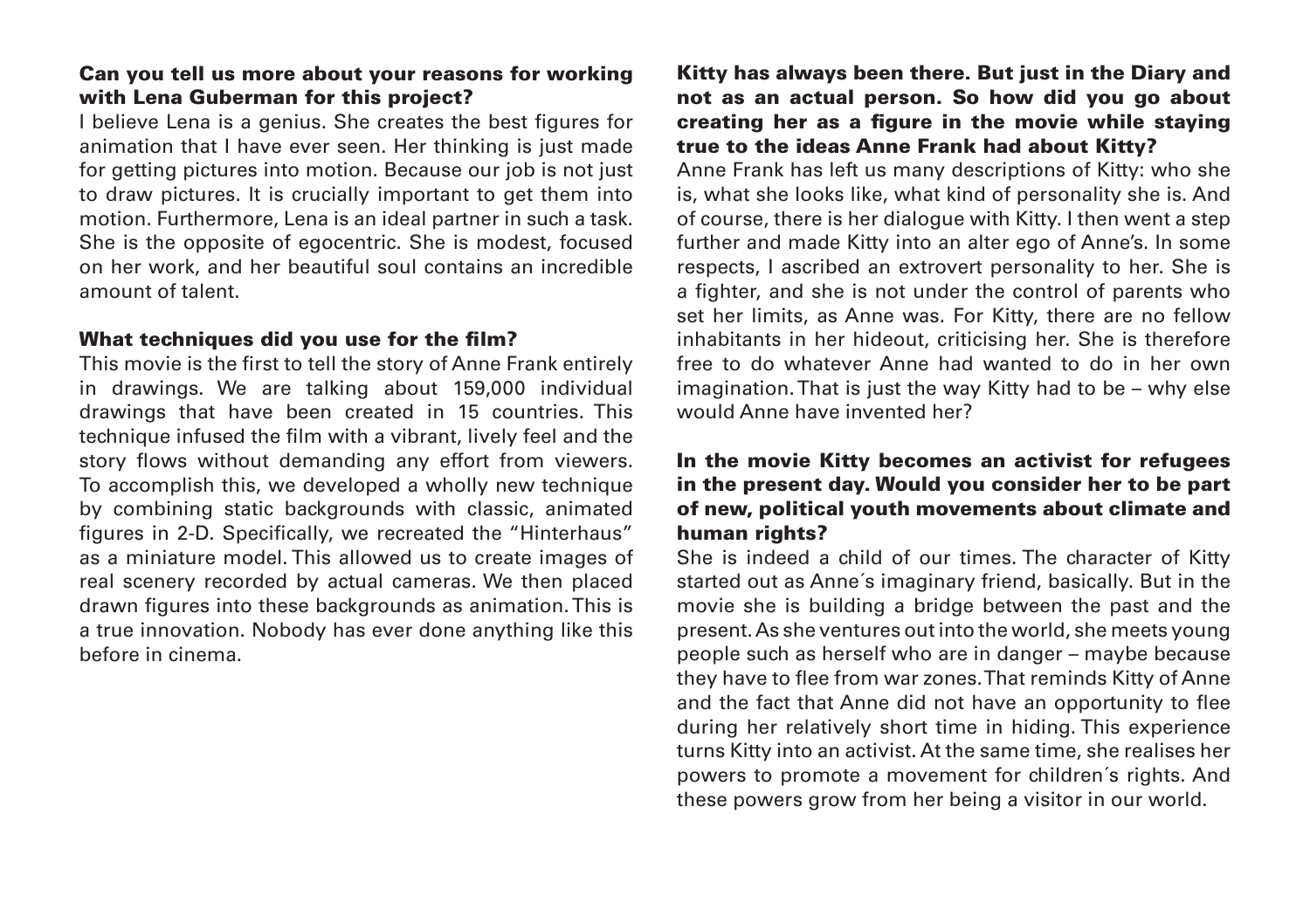**Can you tell us more about your reasons for working with Lena Guberman for this project?**

I believe Lena is a genius. She creates the best figures for animation that I have ever seen. Her thinking is just made for getting pictures into motion. Because our job is not just to draw pictures. It is crucially important to get them into motion. Furthermore, Lena is an ideal partner in such a task. She is the opposite of egocentric. She is modest, focused on her work, and her beautiful soul contains an incredible amount of talent.

**What techniques did you use for the film?**

This movie is the first to tell the story of Anne Frank entirely in drawings. We are talking about 159,000 individual drawings that have been created in 15 countries. This technique infused the film with a vibrant, lively feel and the story flows without demanding any effort from viewers. To accomplish this, we developed a wholly new technique by combining static backgrounds with classic, animated figures in 2-D. Specifically, we recreated the "Hinterhaus" as a miniature model. This allowed us to create images of real scenery recorded by actual cameras. We then placed drawn figures into these backgrounds as animation. This is a true innovation. Nobody has ever done anything like this before in cinema.

**Kitty has always been there. But just in the Diary and not as an actual person. So how did you go about creating her as a figure in the movie while staying true to the ideas Anne Frank had about Kitty?**

Anne Frank has left us many descriptions of Kitty: who she is, what she looks like, what kind of personality she is. And of course, there is her dialogue with Kitty. I then went a step further and made Kitty into an alter ego of Anne's. In some respects, I ascribed an extrovert personality to her. She is a fighter, and she is not under the control of parents who set her limits, as Anne was. For Kitty, there are no fellow inhabitants in her hideout, criticising her. She is therefore free to do whatever Anne had wanted to do in her own imagination. That is just the way Kitty had to be – why else would Anne have invented her?

**In the movie Kitty becomes an activist for refugees in the present day. Would you consider her to be part of new, political youth movements about climate and human rights?**

She is indeed a child of our times. The character of Kitty started out as Anne´s imaginary friend, basically. But in the movie she is building a bridge between the past and the present. As she ventures out into the world, she meets young people such as herself who are in danger – maybe because they have to flee from war zones. That reminds Kitty of Anne and the fact that Anne did not have an opportunity to flee during her relatively short time in hiding. This experience turns Kitty into an activist. At the same time, she realises her powers to promote a movement for children´s rights. And these powers grow from her being a visitor in our world.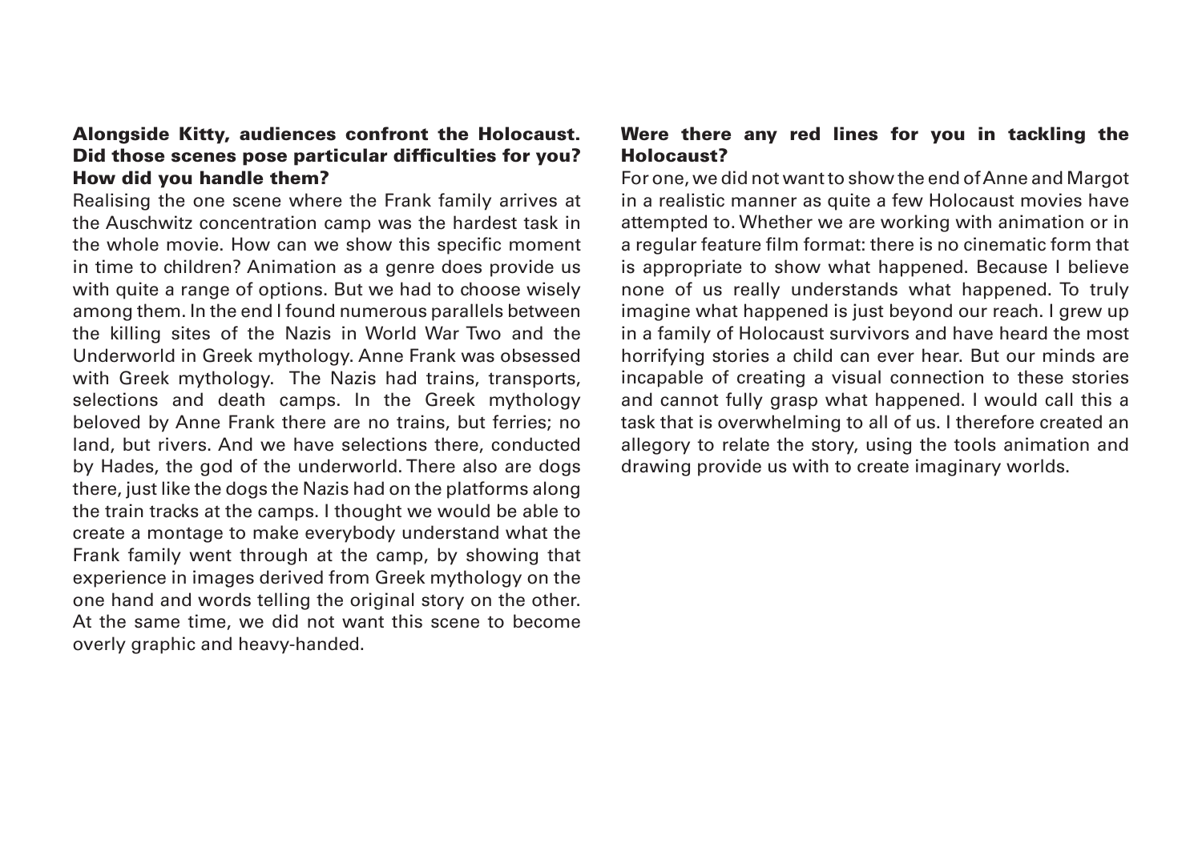**Alongside Kitty, audiences confront the Holocaust. Did those scenes pose particular difficulties for you? How did you handle them?**

Realising the one scene where the Frank family arrives at the Auschwitz concentration camp was the hardest task in the whole movie. How can we show this specific moment in time to children? Animation as a genre does provide us with quite a range of options. But we had to choose wisely among them. In the end I found numerous parallels between the killing sites of the Nazis in World War Two and the Underworld in Greek mythology. Anne Frank was obsessed with Greek mythology. The Nazis had trains, transports, selections and death camps. In the Greek mythology beloved by Anne Frank there are no trains, but ferries; no land, but rivers. And we have selections there, conducted by Hades, the god of the underworld. There also are dogs there, just like the dogs the Nazis had on the platforms along the train tracks at the camps. I thought we would be able to create a montage to make everybody understand what the Frank family went through at the camp, by showing that experience in images derived from Greek mythology on the one hand and words telling the original story on the other. At the same time, we did not want this scene to become overly graphic and heavy-handed.

**Were there any red lines for you in tackling the Holocaust?**

For one, we did not want to show the end of Anne and Margot in a realistic manner as quite a few Holocaust movies have attempted to. Whether we are working with animation or in a regular feature film format: there is no cinematic form that is appropriate to show what happened. Because I believe none of us really understands what happened. To truly imagine what happened is just beyond our reach. I grew up in a family of Holocaust survivors and have heard the most horrifying stories a child can ever hear. But our minds are incapable of creating a visual connection to these stories and cannot fully grasp what happened. I would call this a task that is overwhelming to all of us. I therefore created an allegory to relate the story, using the tools animation and drawing provide us with to create imaginary worlds.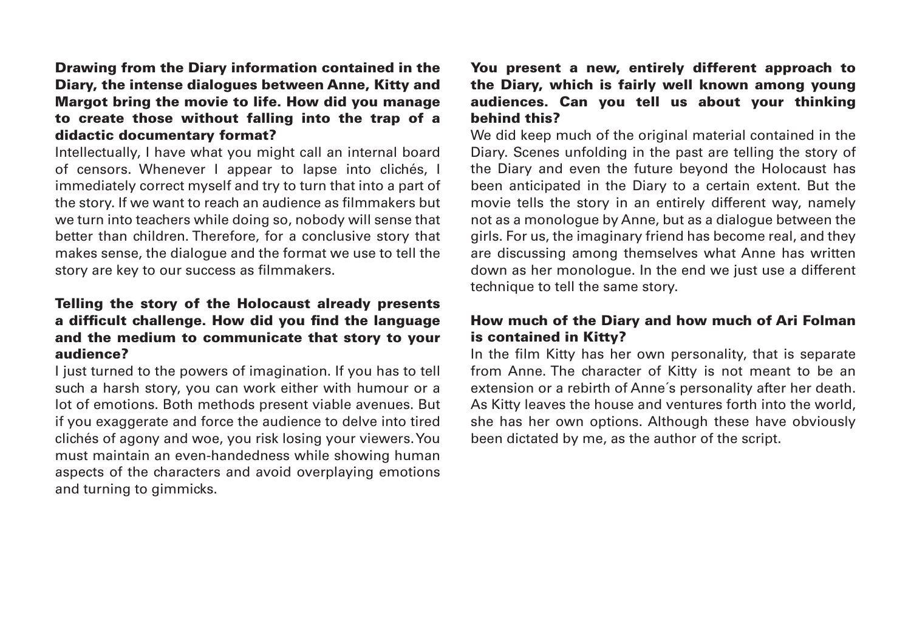**Drawing from the Diary information contained in the Diary, the intense dialogues between Anne, Kitty and Margot bring the movie to life. How did you manage to create those without falling into the trap of a didactic documentary format?**

Intellectually, I have what you might call an internal board of censors. Whenever I appear to lapse into clichés, I immediately correct myself and try to turn that into a part of the story. If we want to reach an audience as filmmakers but we turn into teachers while doing so, nobody will sense that better than children. Therefore, for a conclusive story that makes sense, the dialogue and the format we use to tell the story are key to our success as filmmakers.

**Telling the story of the Holocaust already presents a difficult challenge. How did you find the language and the medium to communicate that story to your audience?**

I just turned to the powers of imagination. If you has to tell such a harsh story, you can work either with humour or a lot of emotions. Both methods present viable avenues. But if you exaggerate and force the audience to delve into tired clichés of agony and woe, you risk losing your viewers. You must maintain an even-handedness while showing human aspects of the characters and avoid overplaying emotions and turning to gimmicks.

**You present a new, entirely different approach to the Diary, which is fairly well known among young audiences. Can you tell us about your thinking behind this?**

We did keep much of the original material contained in the Diary. Scenes unfolding in the past are telling the story of the Diary and even the future beyond the Holocaust has been anticipated in the Diary to a certain extent. But the movie tells the story in an entirely different way, namely not as a monologue by Anne, but as a dialogue between the girls. For us, the imaginary friend has become real, and they are discussing among themselves what Anne has written down as her monologue. In the end we just use a different technique to tell the same story.

**How much of the Diary and how much of Ari Folman is contained in Kitty?**

In the film Kitty has her own personality, that is separate from Anne. The character of Kitty is not meant to be an extension or a rebirth of Anne´s personality after her death. As Kitty leaves the house and ventures forth into the world, she has her own options. Although these have obviously been dictated by me, as the author of the script.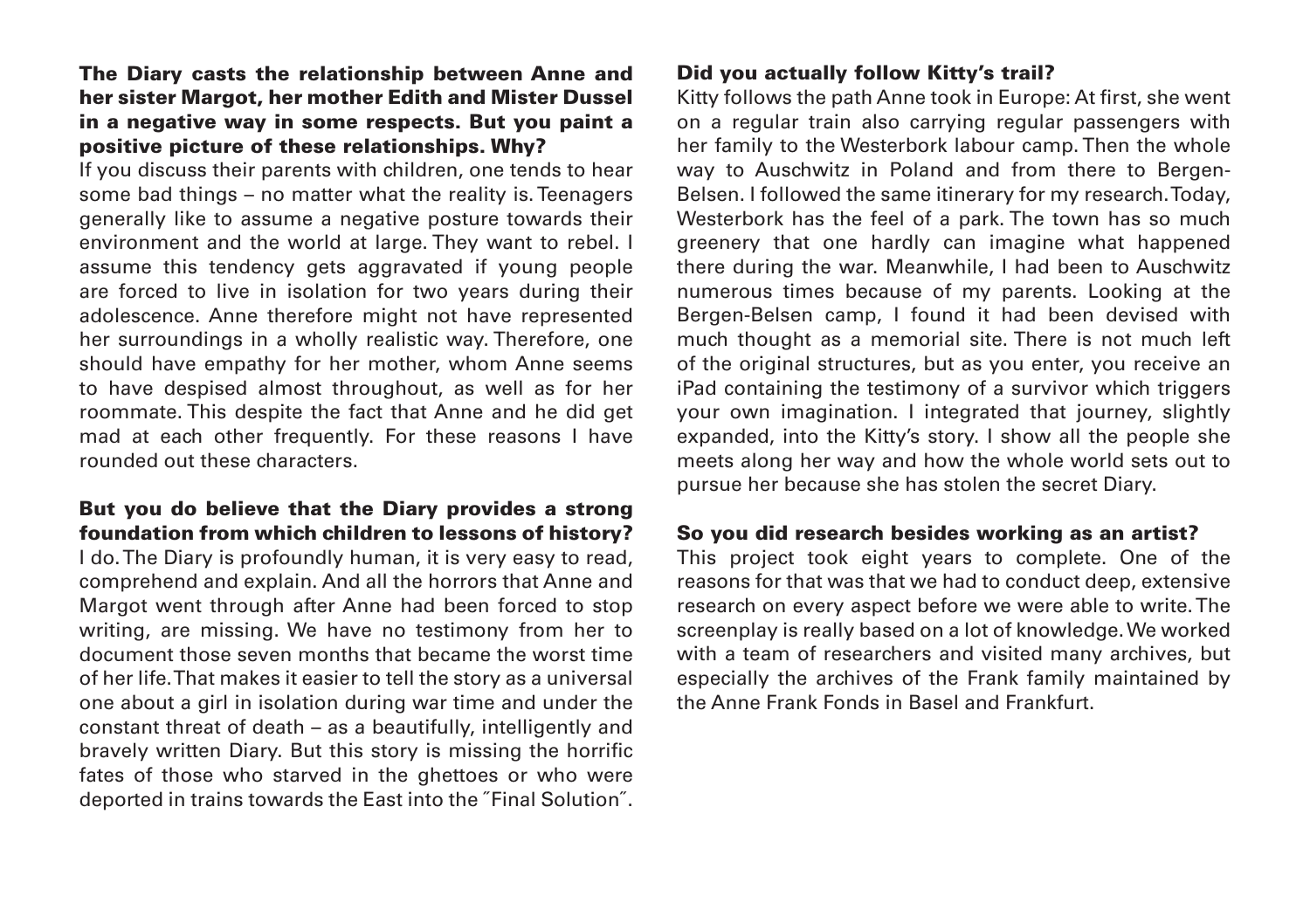**The Diary casts the relationship between Anne and her sister Margot, her mother Edith and Mister Dussel in a negative way in some respects. But you paint a positive picture of these relationships. Why?**

If you discuss their parents with children, one tends to hear some bad things – no matter what the reality is. Teenagers generally like to assume a negative posture towards their environment and the world at large. They want to rebel. I assume this tendency gets aggravated if young people are forced to live in isolation for two years during their adolescence. Anne therefore might not have represented her surroundings in a wholly realistic way. Therefore, one should have empathy for her mother, whom Anne seems to have despised almost throughout, as well as for her roommate. This despite the fact that Anne and he did get mad at each other frequently. For these reasons I have rounded out these characters.

**But you do believe that the Diary provides a strong foundation from which children to lessons of history?**

I do. The Diary is profoundly human, it is very easy to read, comprehend and explain. And all the horrors that Anne and Margot went through after Anne had been forced to stop writing, are missing. We have no testimony from her to document those seven months that became the worst time of her life. That makes it easier to tell the story as a universal one about a girl in isolation during war time and under the constant threat of death – as a beautifully, intelligently and bravely written Diary. But this story is missing the horrific fates of those who starved in the ghettoes or who were deported in trains towards the East into the ˝Final Solution˝.

**Did you actually follow Kitty's trail?**

Kitty follows the path Anne took in Europe: At first, she went on a regular train also carrying regular passengers with her family to the Westerbork labour camp. Then the whole way to Auschwitz in Poland and from there to Bergen-Belsen. I followed the same itinerary for my research. Today, Westerbork has the feel of a park. The town has so much greenery that one hardly can imagine what happened there during the war. Meanwhile, I had been to Auschwitz numerous times because of my parents. Looking at the Bergen-Belsen camp, I found it had been devised with much thought as a memorial site. There is not much left of the original structures, but as you enter, you receive an iPad containing the testimony of a survivor which triggers your own imagination. I integrated that journey, slightly expanded, into the Kitty's story. I show all the people she meets along her way and how the whole world sets out to pursue her because she has stolen the secret Diary.

**So you did research besides working as an artist?**

This project took eight years to complete. One of the reasons for that was that we had to conduct deep, extensive research on every aspect before we were able to write. The screenplay is really based on a lot of knowledge. We worked with a team of researchers and visited many archives, but especially the archives of the Frank family maintained by the Anne Frank Fonds in Basel and Frankfurt.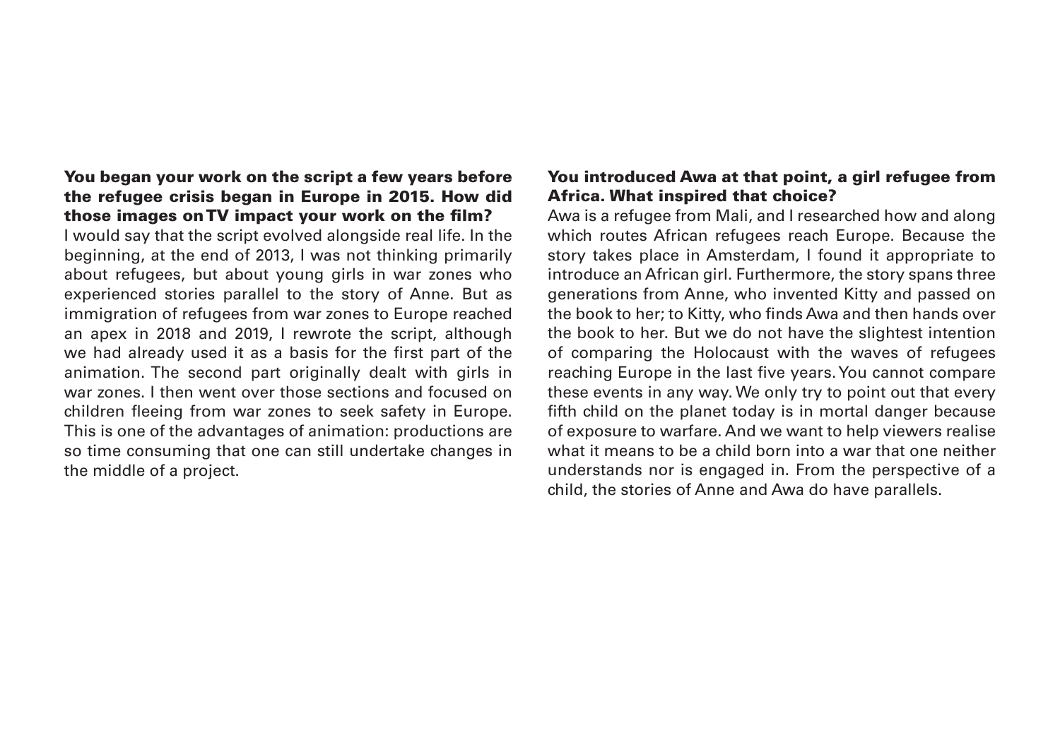**You began your work on the script a few years before the refugee crisis began in Europe in 2015. How did those images on TV impact your work on the film?**

I would say that the script evolved alongside real life. In the beginning, at the end of 2013, I was not thinking primarily about refugees, but about young girls in war zones who experienced stories parallel to the story of Anne. But as immigration of refugees from war zones to Europe reached an apex in 2018 and 2019, I rewrote the script, although we had already used it as a basis for the first part of the animation. The second part originally dealt with girls in war zones. I then went over those sections and focused on children fleeing from war zones to seek safety in Europe. This is one of the advantages of animation: productions are so time consuming that one can still undertake changes in the middle of a project.

**You introduced Awa at that point, a girl refugee from Africa. What inspired that choice?**

Awa is a refugee from Mali, and I researched how and along which routes African refugees reach Europe. Because the story takes place in Amsterdam, I found it appropriate to introduce an African girl. Furthermore, the story spans three generations from Anne, who invented Kitty and passed on the book to her; to Kitty, who finds Awa and then hands over the book to her. But we do not have the slightest intention of comparing the Holocaust with the waves of refugees reaching Europe in the last five years. You cannot compare these events in any way. We only try to point out that every fifth child on the planet today is in mortal danger because of exposure to warfare. And we want to help viewers realise what it means to be a child born into a war that one neither understands nor is engaged in. From the perspective of a child, the stories of Anne and Awa do have parallels.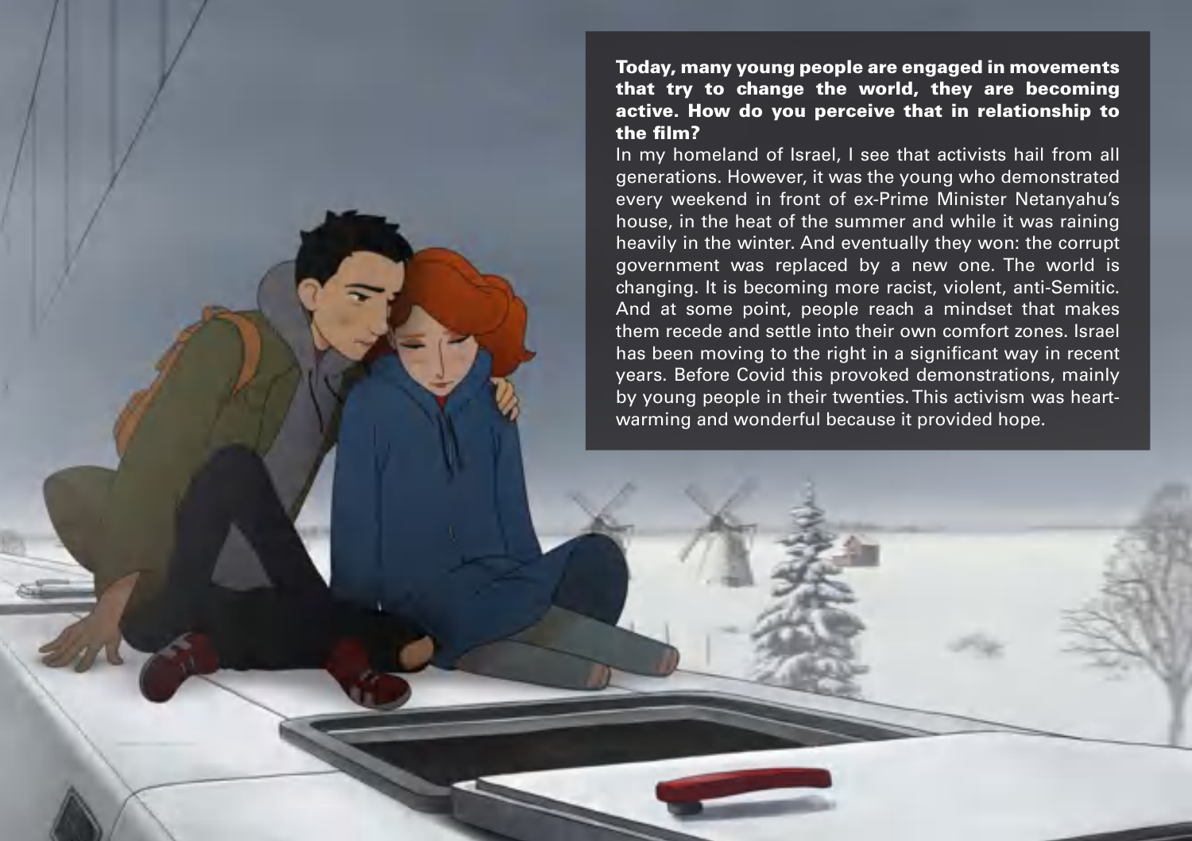**Today, many young people are engaged in movements that try to change the world, they are becoming active. How do you perceive that in relationship to the film?**

In my homeland of Israel, I see that activists hail from all generations. However, it was the young who demonstrated every weekend in front of ex-Prime Minister Netanyahu's house, in the heat of the summer and while it was raining heavily in the winter. And eventually they won: the corrupt government was replaced by a new one. The world is changing. It is becoming more racist, violent, anti-Semitic. And at some point, people reach a mindset that makes them recede and settle into their own comfort zones. Israel has been moving to the right in a significant way in recent years. Before Covid this provoked demonstrations, mainly by young people in their twenties. This activism was heart-warming and wonderful because it provided hope.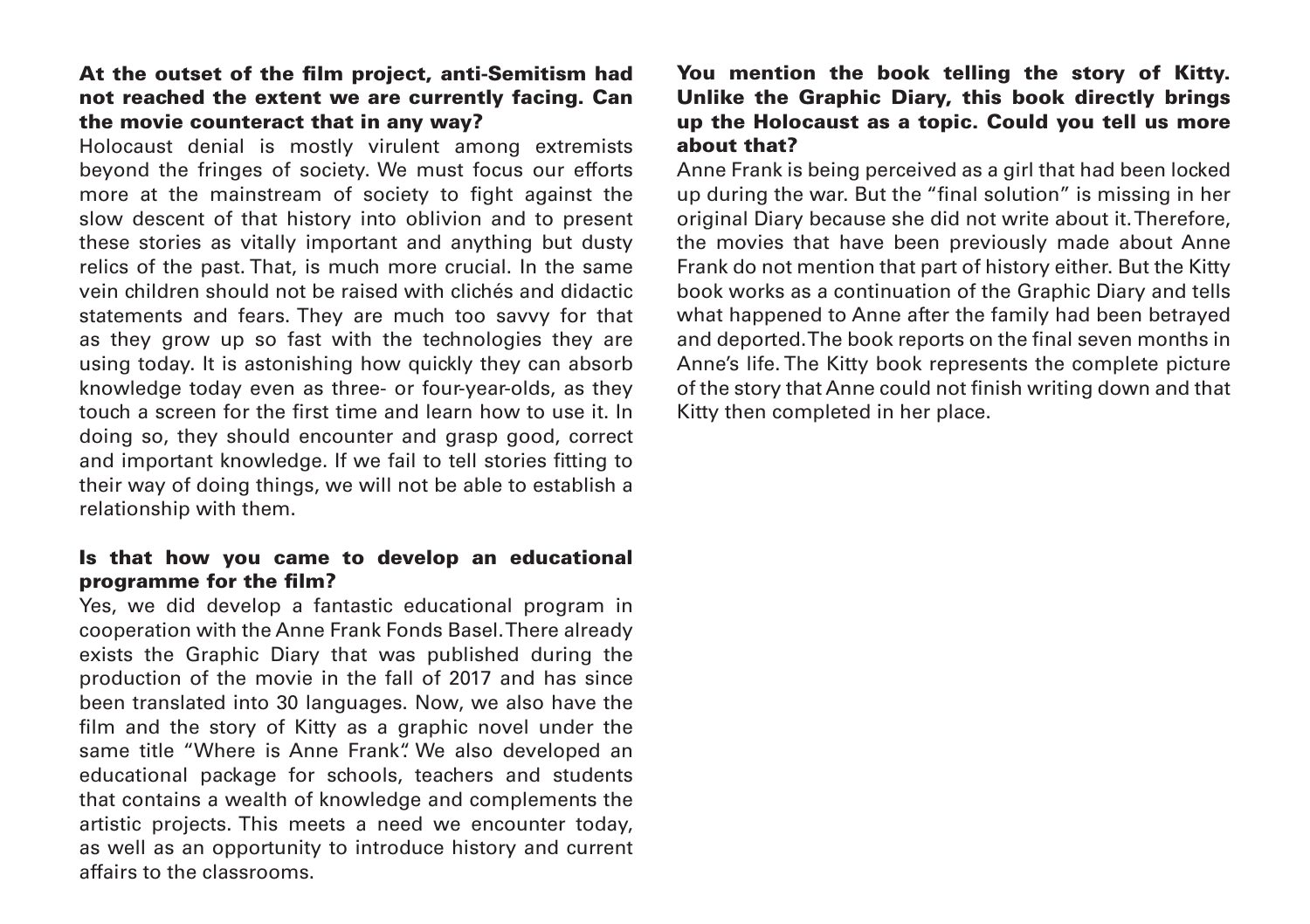**At the outset of the film project, anti-Semitism had not reached the extent we are currently facing. Can the movie counteract that in any way?**

Holocaust denial is mostly virulent among extremists beyond the fringes of society. We must focus our efforts more at the mainstream of society to fight against the slow descent of that history into oblivion and to present these stories as vitally important and anything but dusty relics of the past. That, is much more crucial. In the same vein children should not be raised with clichés and didactic statements and fears. They are much too savvy for that as they grow up so fast with the technologies they are using today. It is astonishing how quickly they can absorb knowledge today even as three- or four-year-olds, as they touch a screen for the first time and learn how to use it. In doing so, they should encounter and grasp good, correct and important knowledge. If we fail to tell stories fitting to their way of doing things, we will not be able to establish a relationship with them.

**Is that how you came to develop an educational programme for the film?**

Yes, we did develop a fantastic educational program in cooperation with the Anne Frank Fonds Basel. There already exists the Graphic Diary that was published during the production of the movie in the fall of 2017 and has since been translated into 30 languages. Now, we also have the film and the story of Kitty as a graphic novel under the same title "Where is Anne Frank". We also developed an educational package for schools, teachers and students that contains a wealth of knowledge and complements the artistic projects. This meets a need we encounter today, as well as an opportunity to introduce history and current affairs to the classrooms.

**You mention the book telling the story of Kitty. Unlike the Graphic Diary, this book directly brings up the Holocaust as a topic. Could you tell us more about that?**

Anne Frank is being perceived as a girl that had been locked up during the war. But the "final solution" is missing in her original Diary because she did not write about it. Therefore, the movies that have been previously made about Anne Frank do not mention that part of history either. But the Kitty book works as a continuation of the Graphic Diary and tells what happened to Anne after the family had been betrayed and deported. The book reports on the final seven months in Anne's life. The Kitty book represents the complete picture of the story that Anne could not finish writing down and that Kitty then completed in her place.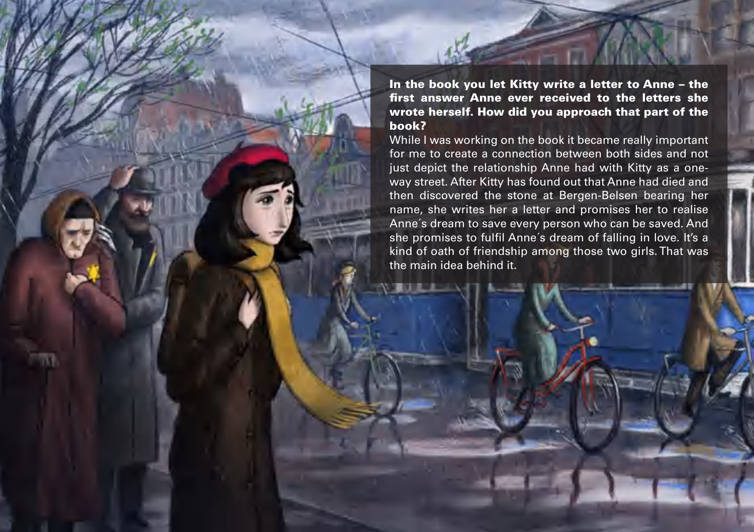**In the book you let Kitty write a letter to Anne – the first answer Anne ever received to the letters she wrote herself. How did you approach that part of the book?**

While I was working on the book it became really important for me to create a connection between both sides and not just depict the relationship Anne had with Kitty as a one-way street. After Kitty has found out that Anne had died and then discovered the stone at Bergen-Belsen bearing her name, she writes her a letter and promises her to realise Anne´s dream to save every person who can be saved. And she promises to fulfil Anne´s dream of falling in love. It's a kind of oath of friendship among those two girls. That was the main idea behind it.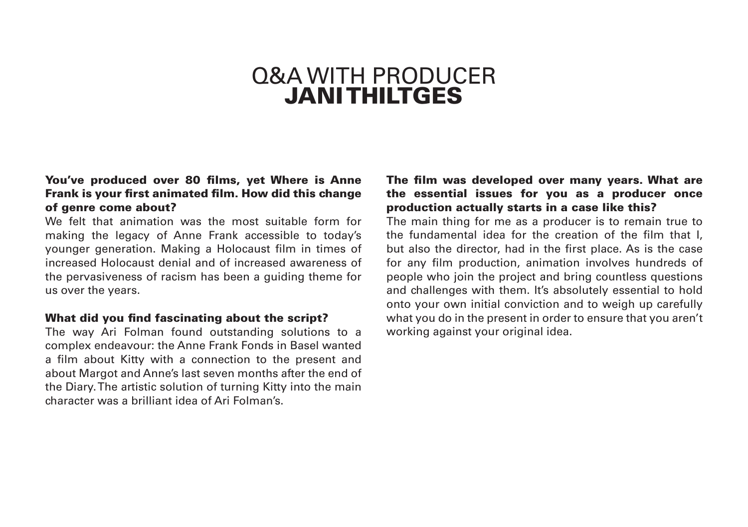# Q&A WITH PRODUCER **JANI THILTGES**

**You've produced over 80 films, yet Where is Anne Frank is your first animated film. How did this change of genre come about?**

We felt that animation was the most suitable form for making the legacy of Anne Frank accessible to today's younger generation. Making a Holocaust film in times of increased Holocaust denial and of increased awareness of the pervasiveness of racism has been a guiding theme for us over the years.

**What did you find fascinating about the script?**

The way Ari Folman found outstanding solutions to a complex endeavour: the Anne Frank Fonds in Basel wanted a film about Kitty with a connection to the present and about Margot and Anne's last seven months after the end of the Diary. The artistic solution of turning Kitty into the main character was a brilliant idea of Ari Folman's.

**The film was developed over many years. What are the essential issues for you as a producer once production actually starts in a case like this?**

The main thing for me as a producer is to remain true to the fundamental idea for the creation of the film that I, but also the director, had in the first place. As is the case for any film production, animation involves hundreds of people who join the project and bring countless questions and challenges with them. It's absolutely essential to hold onto your own initial conviction and to weigh up carefully what you do in the present in order to ensure that you aren't working against your original idea.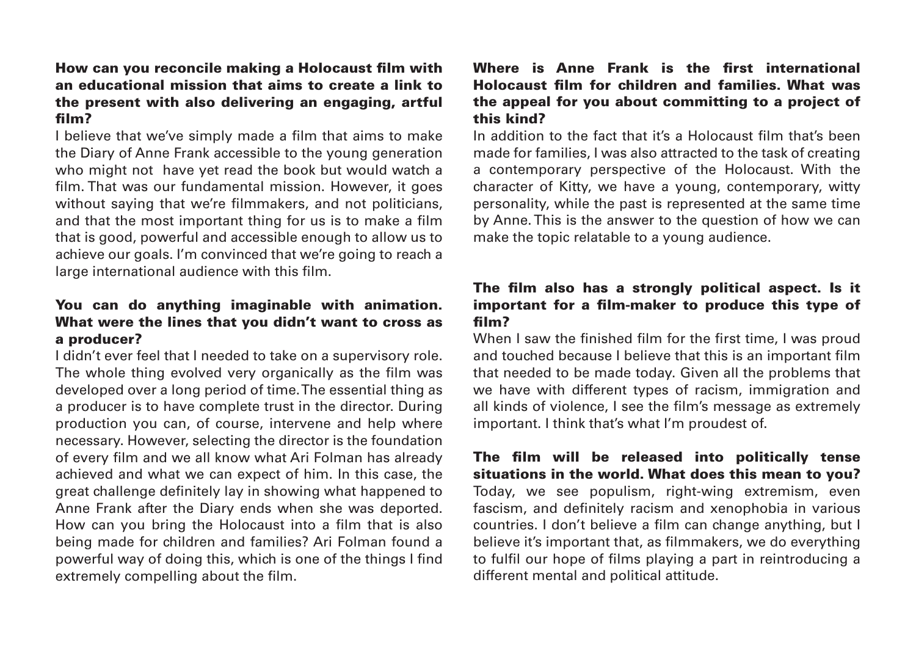**How can you reconcile making a Holocaust film with an educational mission that aims to create a link to the present with also delivering an engaging, artful film?**

I believe that we've simply made a film that aims to make the Diary of Anne Frank accessible to the young generation who might not have yet read the book but would watch a film. That was our fundamental mission. However, it goes without saying that we're filmmakers, and not politicians, and that the most important thing for us is to make a film that is good, powerful and accessible enough to allow us to achieve our goals. I'm convinced that we're going to reach a large international audience with this film.

**You can do anything imaginable with animation. What were the lines that you didn't want to cross as a producer?**

I didn't ever feel that I needed to take on a supervisory role. The whole thing evolved very organically as the film was developed over a long period of time. The essential thing as a producer is to have complete trust in the director. During production you can, of course, intervene and help where necessary. However, selecting the director is the foundation of every film and we all know what Ari Folman has already achieved and what we can expect of him. In this case, the great challenge definitely lay in showing what happened to Anne Frank after the Diary ends when she was deported. How can you bring the Holocaust into a film that is also being made for children and families? Ari Folman found a powerful way of doing this, which is one of the things I find extremely compelling about the film.

**Where is Anne Frank is the first international Holocaust film for children and families. What was the appeal for you about committing to a project of this kind?**

In addition to the fact that it's a Holocaust film that's been made for families, I was also attracted to the task of creating a contemporary perspective of the Holocaust. With the character of Kitty, we have a young, contemporary, witty personality, while the past is represented at the same time by Anne. This is the answer to the question of how we can make the topic relatable to a young audience.

**The film also has a strongly political aspect. Is it important for a film-maker to produce this type of film?**

When I saw the finished film for the first time, I was proud and touched because I believe that this is an important film that needed to be made today. Given all the problems that we have with different types of racism, immigration and all kinds of violence, I see the film's message as extremely important. I think that's what I'm proudest of.

**The film will be released into politically tense situations in the world. What does this mean to you?**

Today, we see populism, right-wing extremism, even fascism, and definitely racism and xenophobia in various countries. I don't believe a film can change anything, but I believe it's important that, as filmmakers, we do everything to fulfil our hope of films playing a part in reintroducing a different mental and political attitude.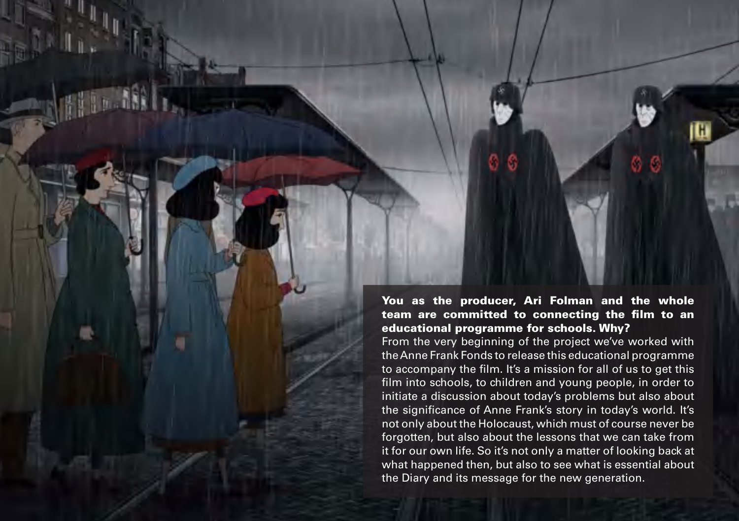**You as the producer, Ari Folman and the whole team are committed to connecting the film to an educational programme for schools. Why?**

From the very beginning of the project we've worked with the Anne Frank Fonds to release this educational programme to accompany the film. It's a mission for all of us to get this film into schools, to children and young people, in order to initiate a discussion about today's problems but also about the significance of Anne Frank's story in today's world. It's not only about the Holocaust, which must of course never be forgotten, but also about the lessons that we can take from it for our own life. So it's not only a matter of looking back at what happened then, but also to see what is essential about the Diary and its message for the new generation.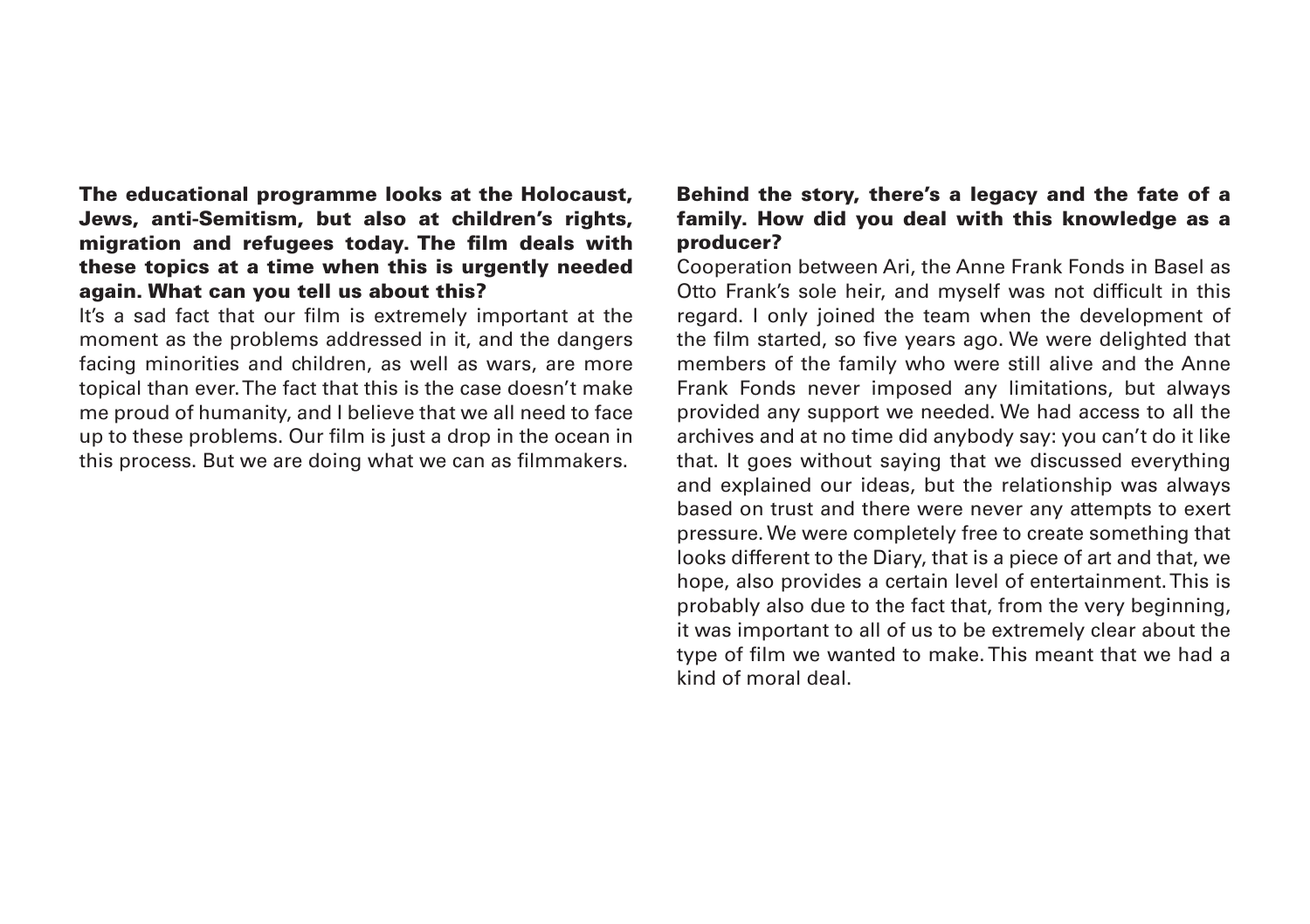**The educational programme looks at the Holocaust, Jews, anti-Semitism, but also at children's rights, migration and refugees today. The film deals with these topics at a time when this is urgently needed again. What can you tell us about this?**

It's a sad fact that our film is extremely important at the moment as the problems addressed in it, and the dangers facing minorities and children, as well as wars, are more topical than ever. The fact that this is the case doesn't make me proud of humanity, and I believe that we all need to face up to these problems. Our film is just a drop in the ocean in this process. But we are doing what we can as filmmakers.

**Behind the story, there's a legacy and the fate of a family. How did you deal with this knowledge as a producer?**

Cooperation between Ari, the Anne Frank Fonds in Basel as Otto Frank's sole heir, and myself was not difficult in this regard. I only joined the team when the development of the film started, so five years ago. We were delighted that members of the family who were still alive and the Anne Frank Fonds never imposed any limitations, but always provided any support we needed. We had access to all the archives and at no time did anybody say: you can't do it like that. It goes without saying that we discussed everything and explained our ideas, but the relationship was always based on trust and there were never any attempts to exert pressure. We were completely free to create something that looks different to the Diary, that is a piece of art and that, we hope, also provides a certain level of entertainment. This is probably also due to the fact that, from the very beginning, it was important to all of us to be extremely clear about the type of film we wanted to make. This meant that we had a kind of moral deal.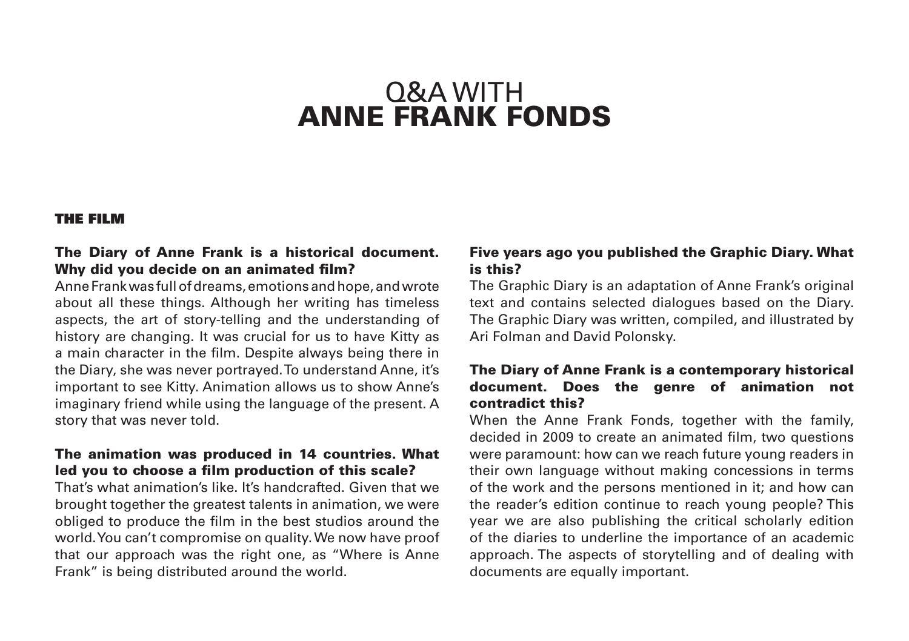# Q&A WITH **ANNE FRANK FONDS**

## THE FILM

**The Diary of Anne Frank is a historical document. Why did you decide on an animated film?**

Anne Frank was full of dreams, emotions and hope, and wrote about all these things. Although her writing has timeless aspects, the art of story-telling and the understanding of history are changing. It was crucial for us to have Kitty as a main character in the film. Despite always being there in the Diary, she was never portrayed. To understand Anne, it's important to see Kitty. Animation allows us to show Anne's imaginary friend while using the language of the present. A story that was never told.

**The animation was produced in 14 countries. What led you to choose a film production of this scale?**

That's what animation's like. It's handcrafted. Given that we brought together the greatest talents in animation, we were obliged to produce the film in the best studios around the world. You can't compromise on quality. We now have proof that our approach was the right one, as "Where is Anne Frank" is being distributed around the world.

**Five years ago you published the Graphic Diary. What is this?**

The Graphic Diary is an adaptation of Anne Frank's original text and contains selected dialogues based on the Diary. The Graphic Diary was written, compiled, and illustrated by Ari Folman and David Polonsky.

**The Diary of Anne Frank is a contemporary historical document. Does the genre of animation not contradict this?**

When the Anne Frank Fonds, together with the family, decided in 2009 to create an animated film, two questions were paramount: how can we reach future young readers in their own language without making concessions in terms of the work and the persons mentioned in it; and how can the reader's edition continue to reach young people? This year we are also publishing the critical scholarly edition of the diaries to underline the importance of an academic approach. The aspects of storytelling and of dealing with documents are equally important.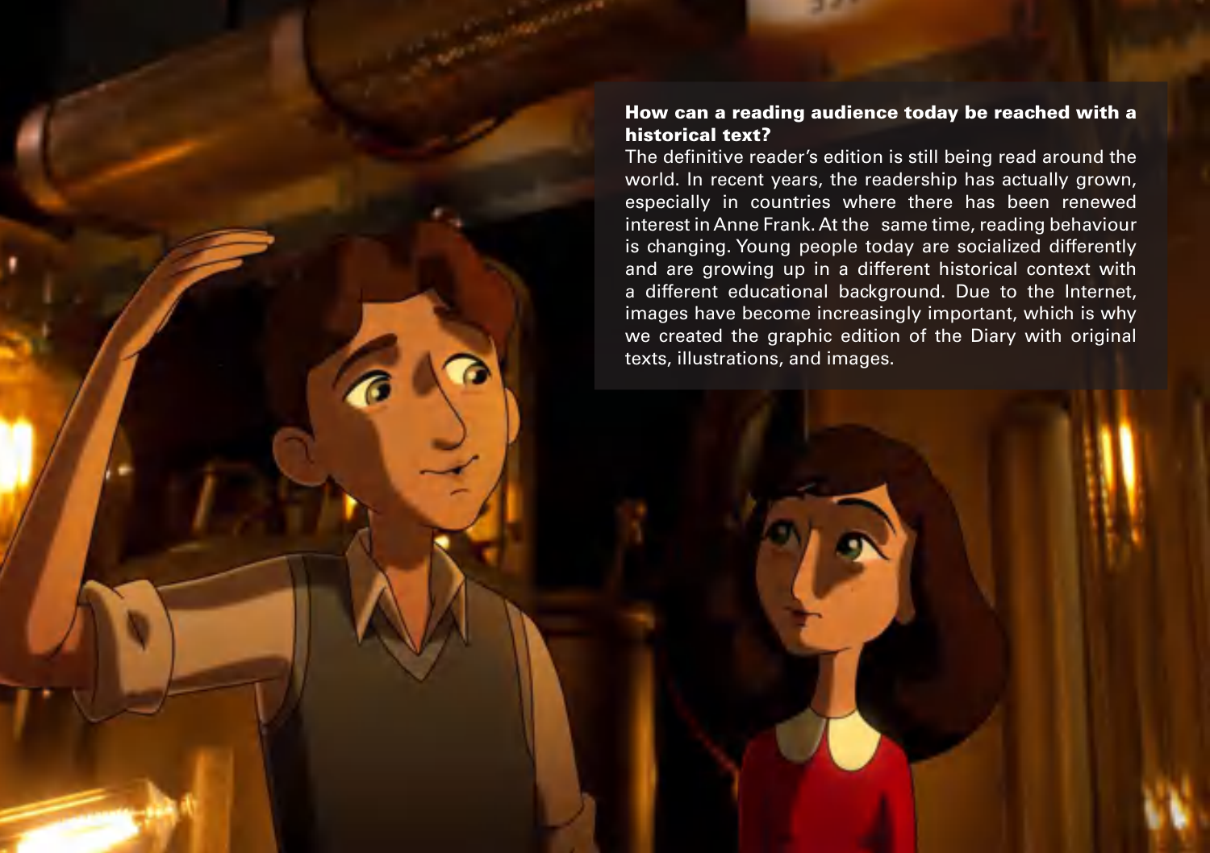**How can a reading audience today be reached with a historical text?**

The definitive reader's edition is still being read around the world. In recent years, the readership has actually grown, especially in countries where there has been renewed interest in Anne Frank. At the same time, reading behaviour is changing. Young people today are socialized differently and are growing up in a different historical context with a different educational background. Due to the Internet, images have become increasingly important, which is why we created the graphic edition of the Diary with original texts, illustrations, and images.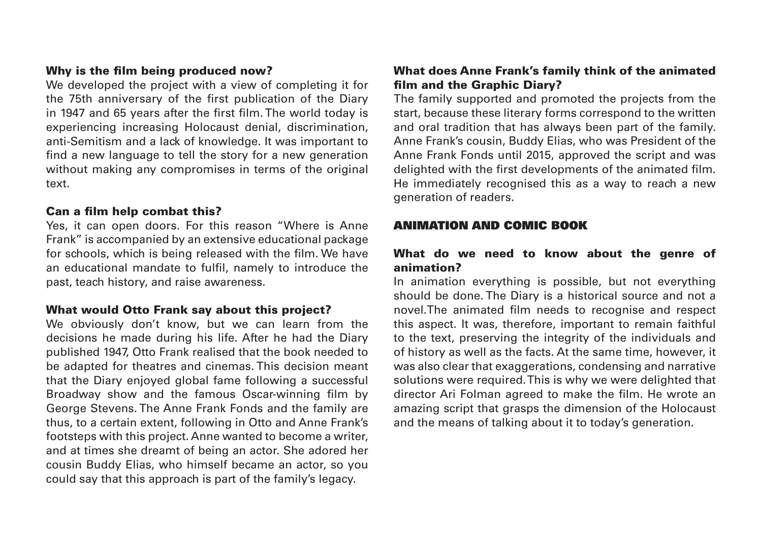**Why is the film being produced now?**

We developed the project with a view of completing it for the 75th anniversary of the first publication of the Diary in 1947 and 65 years after the first film. The world today is experiencing increasing Holocaust denial, discrimination, anti-Semitism and a lack of knowledge. It was important to find a new language to tell the story for a new generation without making any compromises in terms of the original text.

**Can a film help combat this?**

Yes, it can open doors. For this reason "Where is Anne Frank" is accompanied by an extensive educational package for schools, which is being released with the film. We have an educational mandate to fulfil, namely to introduce the past, teach history, and raise awareness.

**What would Otto Frank say about this project?**

We obviously don't know, but we can learn from the decisions he made during his life. After he had the Diary published 1947, Otto Frank realised that the book needed to be adapted for theatres and cinemas. This decision meant that the Diary enjoyed global fame following a successful Broadway show and the famous Oscar-winning film by George Stevens. The Anne Frank Fonds and the family are thus, to a certain extent, following in Otto and Anne Frank's footsteps with this project. Anne wanted to become a writer, and at times she dreamt of being an actor. She adored her cousin Buddy Elias, who himself became an actor, so you could say that this approach is part of the family's legacy.

**What does Anne Frank's family think of the animated film and the Graphic Diary?**

The family supported and promoted the projects from the start, because these literary forms correspond to the written and oral tradition that has always been part of the family. Anne Frank's cousin, Buddy Elias, who was President of the Anne Frank Fonds until 2015, approved the script and was delighted with the first developments of the animated film. He immediately recognised this as a way to reach a new generation of readers.

## ANIMATION AND COMIC BOOK

**What do we need to know about the genre of animation?**

In animation everything is possible, but not everything should be done. The Diary is a historical source and not a novel.The animated film needs to recognise and respect this aspect. It was, therefore, important to remain faithful to the text, preserving the integrity of the individuals and of history as well as the facts. At the same time, however, it was also clear that exaggerations, condensing and narrative solutions were required. This is why we were delighted that director Ari Folman agreed to make the film. He wrote an amazing script that grasps the dimension of the Holocaust and the means of talking about it to today's generation.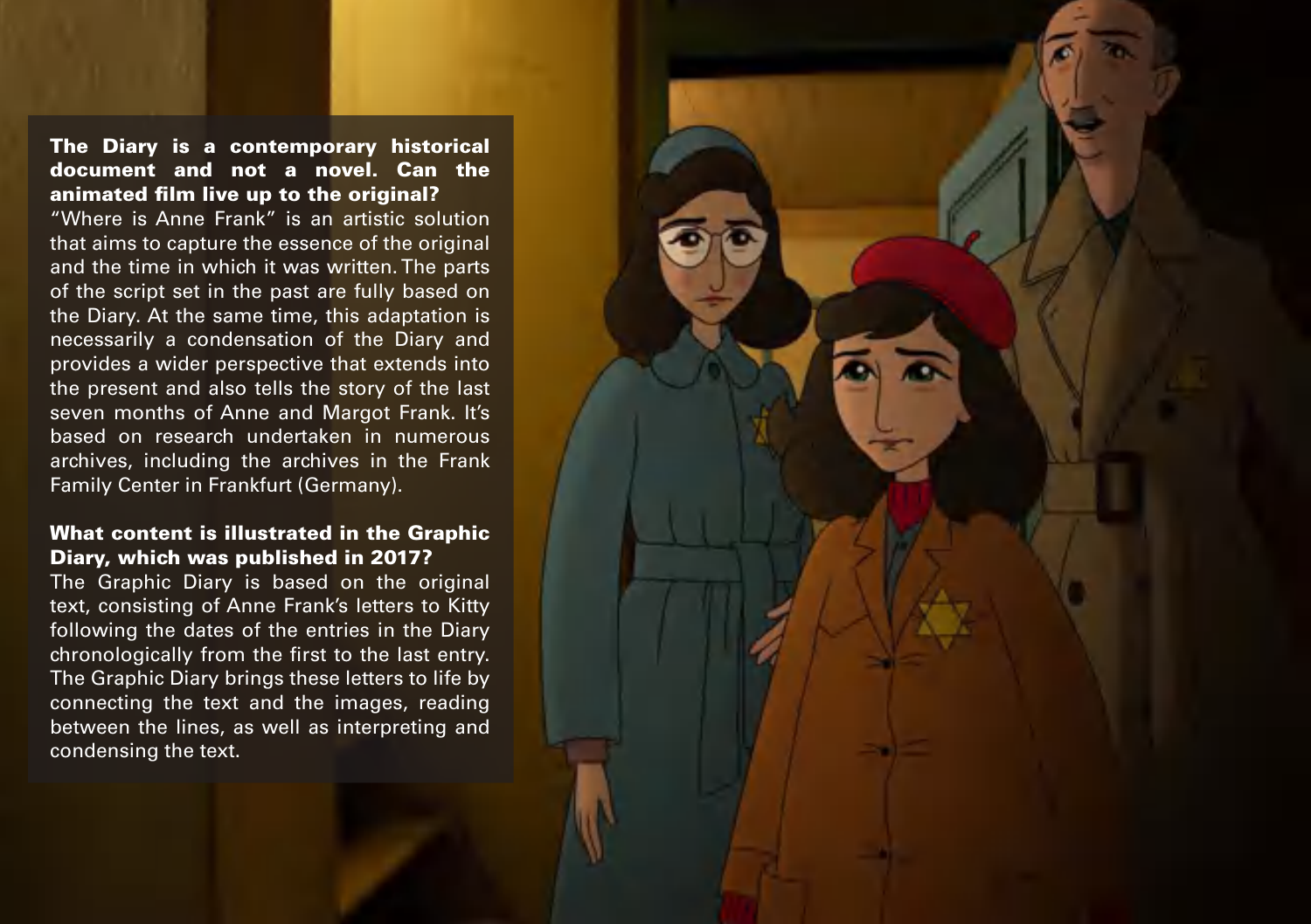**The Diary is a contemporary historical document and not a novel. Can the animated film live up to the original?**

“Where is Anne Frank” is an artistic solution that aims to capture the essence of the original and the time in which it was written. The parts of the script set in the past are fully based on the Diary. At the same time, this adaptation is necessarily a condensation of the Diary and provides a wider perspective that extends into the present and also tells the story of the last seven months of Anne and Margot Frank. It’s based on research undertaken in numerous archives, including the archives in the Frank Family Center in Frankfurt (Germany).

**What content is illustrated in the Graphic Diary, which was published in 2017?**

The Graphic Diary is based on the original text, consisting of Anne Frank’s letters to Kitty following the dates of the entries in the Diary chronologically from the first to the last entry. The Graphic Diary brings these letters to life by connecting the text and the images, reading between the lines, as well as interpreting and condensing the text.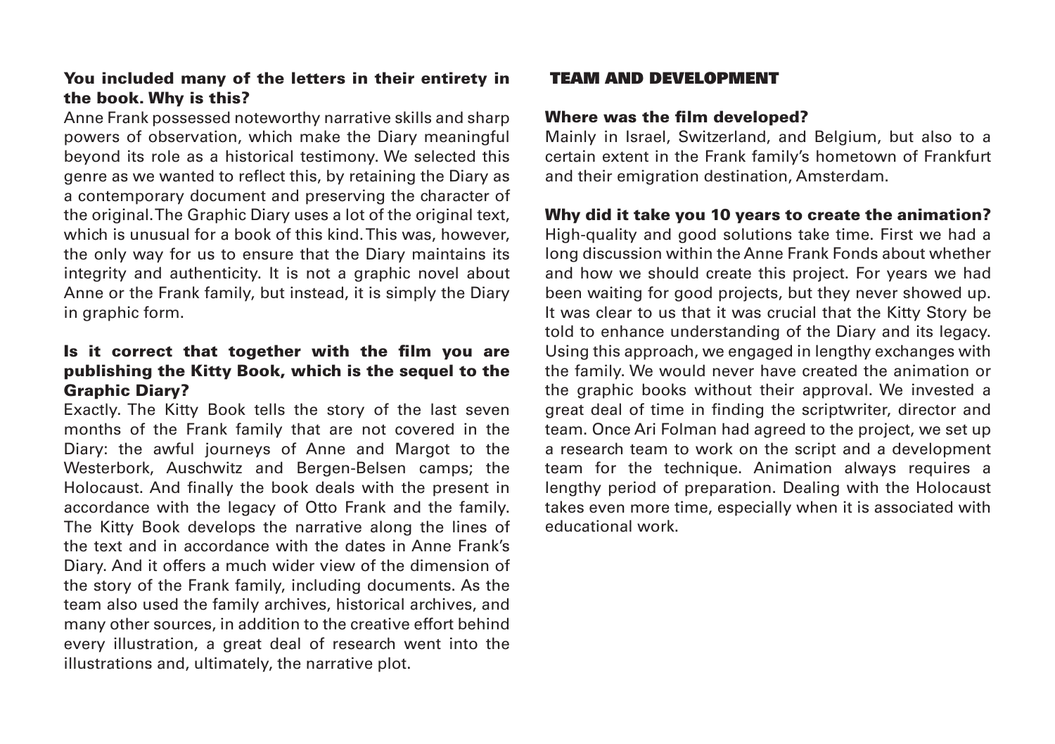**You included many of the letters in their entirety in the book. Why is this?**

Anne Frank possessed noteworthy narrative skills and sharp powers of observation, which make the Diary meaningful beyond its role as a historical testimony. We selected this genre as we wanted to reflect this, by retaining the Diary as a contemporary document and preserving the character of the original. The Graphic Diary uses a lot of the original text, which is unusual for a book of this kind. This was, however, the only way for us to ensure that the Diary maintains its integrity and authenticity. It is not a graphic novel about Anne or the Frank family, but instead, it is simply the Diary in graphic form.

**Is it correct that together with the film you are publishing the Kitty Book, which is the sequel to the Graphic Diary?**

Exactly. The Kitty Book tells the story of the last seven months of the Frank family that are not covered in the Diary: the awful journeys of Anne and Margot to the Westerbork, Auschwitz and Bergen-Belsen camps; the Holocaust. And finally the book deals with the present in accordance with the legacy of Otto Frank and the family. The Kitty Book develops the narrative along the lines of the text and in accordance with the dates in Anne Frank's Diary. And it offers a much wider view of the dimension of the story of the Frank family, including documents. As the team also used the family archives, historical archives, and many other sources, in addition to the creative effort behind every illustration, a great deal of research went into the illustrations and, ultimately, the narrative plot.

## TEAM AND DEVELOPMENT

**Where was the film developed?**

Mainly in Israel, Switzerland, and Belgium, but also to a certain extent in the Frank family's hometown of Frankfurt and their emigration destination, Amsterdam.

**Why did it take you 10 years to create the animation?**

High-quality and good solutions take time. First we had a long discussion within the Anne Frank Fonds about whether and how we should create this project. For years we had been waiting for good projects, but they never showed up. It was clear to us that it was crucial that the Kitty Story be told to enhance understanding of the Diary and its legacy. Using this approach, we engaged in lengthy exchanges with the family. We would never have created the animation or the graphic books without their approval. We invested a great deal of time in finding the scriptwriter, director and team. Once Ari Folman had agreed to the project, we set up a research team to work on the script and a development team for the technique. Animation always requires a lengthy period of preparation. Dealing with the Holocaust takes even more time, especially when it is associated with educational work.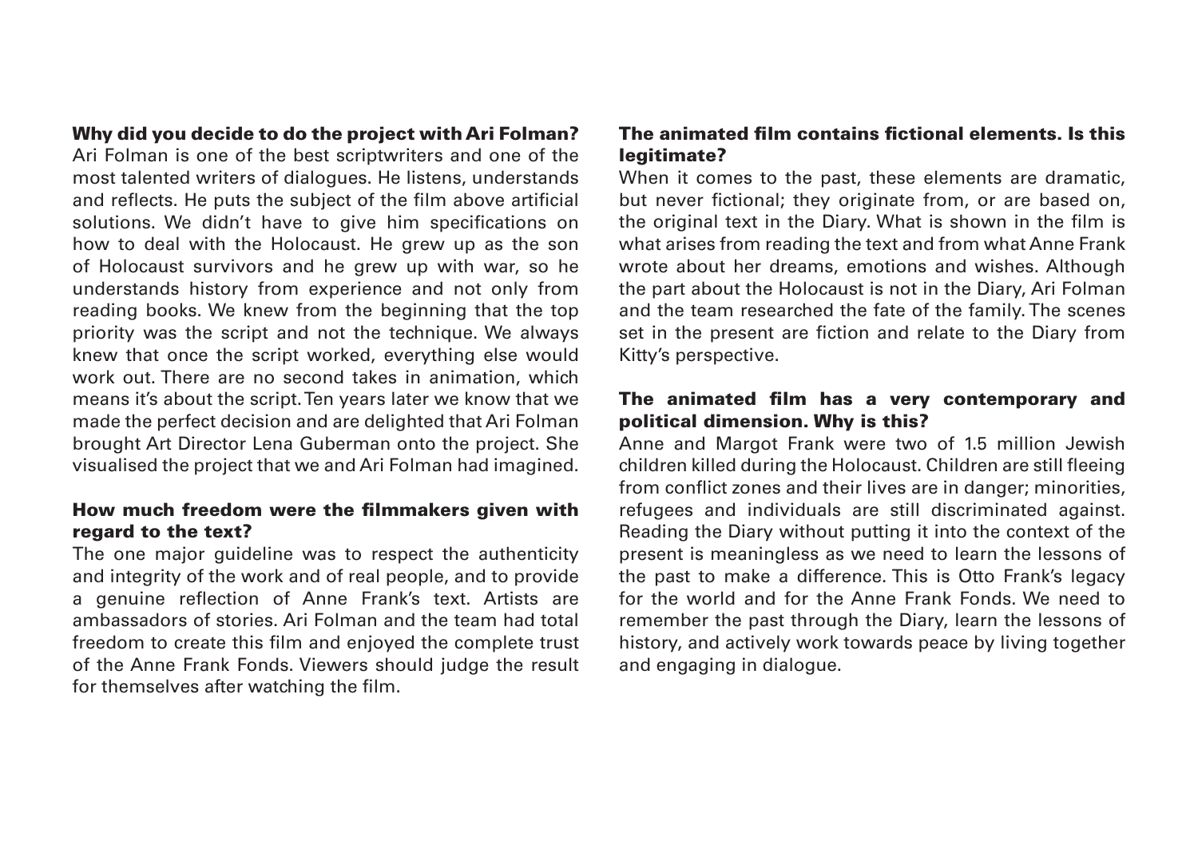**Why did you decide to do the project with Ari Folman?**

Ari Folman is one of the best scriptwriters and one of the most talented writers of dialogues. He listens, understands and reflects. He puts the subject of the film above artificial solutions. We didn't have to give him specifications on how to deal with the Holocaust. He grew up as the son of Holocaust survivors and he grew up with war, so he understands history from experience and not only from reading books. We knew from the beginning that the top priority was the script and not the technique. We always knew that once the script worked, everything else would work out. There are no second takes in animation, which means it's about the script. Ten years later we know that we made the perfect decision and are delighted that Ari Folman brought Art Director Lena Guberman onto the project. She visualised the project that we and Ari Folman had imagined.

**How much freedom were the filmmakers given with regard to the text?**

The one major guideline was to respect the authenticity and integrity of the work and of real people, and to provide a genuine reflection of Anne Frank's text. Artists are ambassadors of stories. Ari Folman and the team had total freedom to create this film and enjoyed the complete trust of the Anne Frank Fonds. Viewers should judge the result for themselves after watching the film.

**The animated film contains fictional elements. Is this legitimate?**

When it comes to the past, these elements are dramatic, but never fictional; they originate from, or are based on, the original text in the Diary. What is shown in the film is what arises from reading the text and from what Anne Frank wrote about her dreams, emotions and wishes. Although the part about the Holocaust is not in the Diary, Ari Folman and the team researched the fate of the family. The scenes set in the present are fiction and relate to the Diary from Kitty's perspective.

**The animated film has a very contemporary and political dimension. Why is this?**

Anne and Margot Frank were two of 1.5 million Jewish children killed during the Holocaust. Children are still fleeing from conflict zones and their lives are in danger; minorities, refugees and individuals are still discriminated against. Reading the Diary without putting it into the context of the present is meaningless as we need to learn the lessons of the past to make a difference. This is Otto Frank's legacy for the world and for the Anne Frank Fonds. We need to remember the past through the Diary, learn the lessons of history, and actively work towards peace by living together and engaging in dialogue.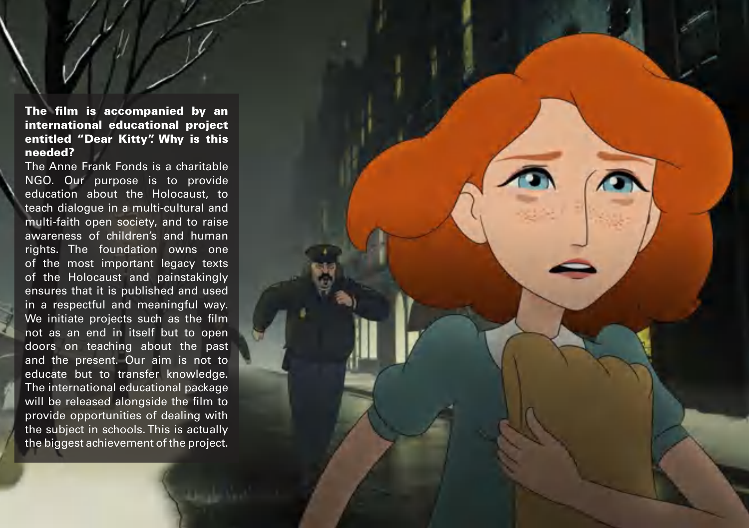**The film is accompanied by an international educational project entitled "Dear Kitty". Why is this needed?**

The Anne Frank Fonds is a charitable NGO. Our purpose is to provide education about the Holocaust, to teach dialogue in a multi-cultural and multi-faith open society, and to raise awareness of children's and human rights. The foundation owns one of the most important legacy texts of the Holocaust and painstakingly ensures that it is published and used in a respectful and meaningful way. We initiate projects such as the film not as an end in itself but to open doors on teaching about the past and the present. Our aim is not to educate but to transfer knowledge. The international educational package will be released alongside the film to provide opportunities of dealing with the subject in schools. This is actually the biggest achievement of the project.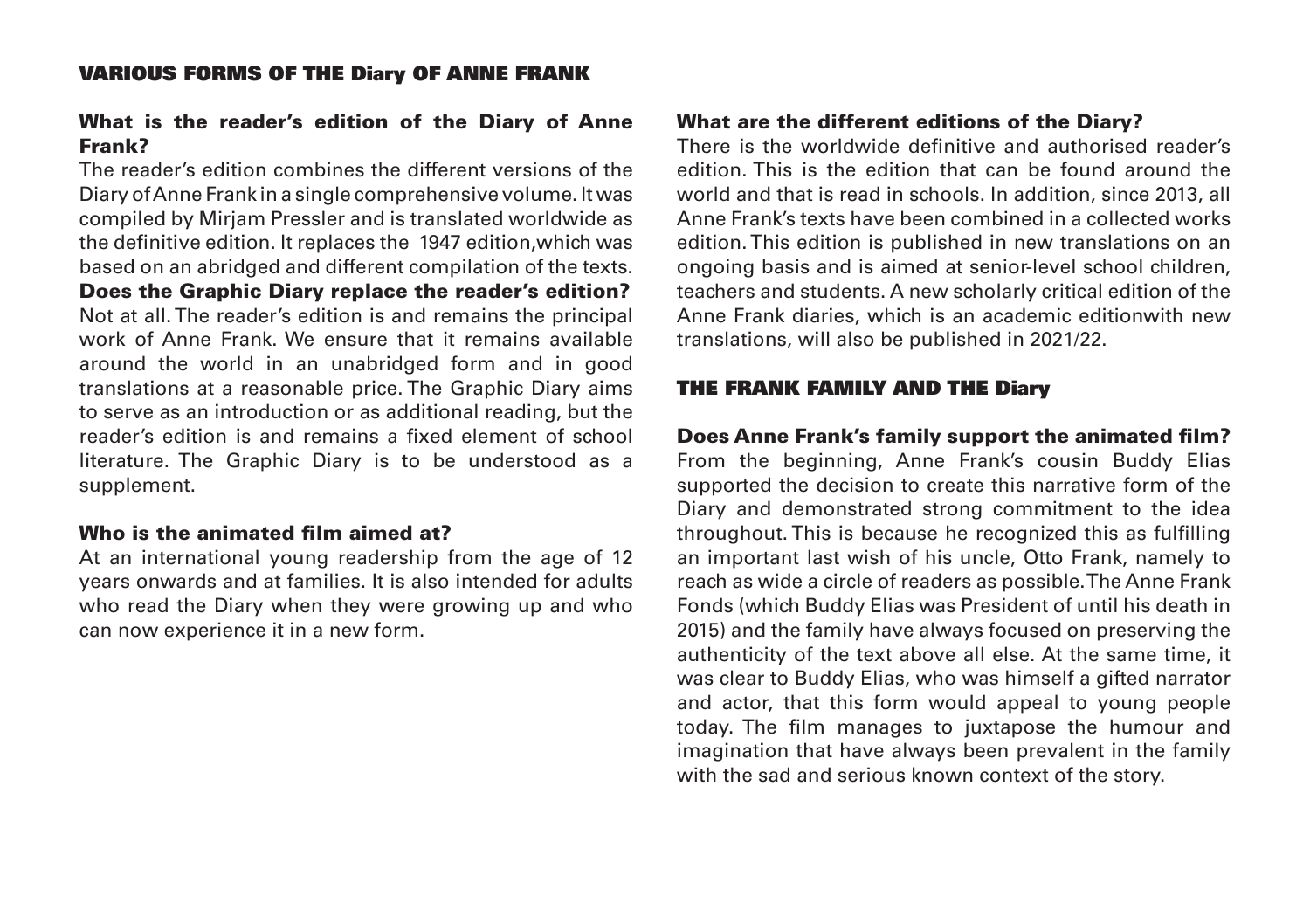## VARIOUS FORMS OF THE Diary OF ANNE FRANK

### What is the reader's edition of the Diary of Anne Frank?

The reader's edition combines the different versions of the Diary of Anne Frank in a single comprehensive volume. It was compiled by Mirjam Pressler and is translated worldwide as the definitive edition. It replaces the 1947 edition,which was based on an abridged and different compilation of the texts.

### Does the Graphic Diary replace the reader's edition?

Not at all. The reader's edition is and remains the principal work of Anne Frank. We ensure that it remains available around the world in an unabridged form and in good translations at a reasonable price. The Graphic Diary aims to serve as an introduction or as additional reading, but the reader's edition is and remains a fixed element of school literature. The Graphic Diary is to be understood as a supplement.

### Who is the animated film aimed at?

At an international young readership from the age of 12 years onwards and at families. It is also intended for adults who read the Diary when they were growing up and who can now experience it in a new form.

### What are the different editions of the Diary?

There is the worldwide definitive and authorised reader's edition. This is the edition that can be found around the world and that is read in schools. In addition, since 2013, all Anne Frank's texts have been combined in a collected works edition. This edition is published in new translations on an ongoing basis and is aimed at senior-level school children, teachers and students. A new scholarly critical edition of the Anne Frank diaries, which is an academic editionwith new translations, will also be published in 2021/22.

## THE FRANK FAMILY AND THE Diary

### Does Anne Frank's family support the animated film?

From the beginning, Anne Frank's cousin Buddy Elias supported the decision to create this narrative form of the Diary and demonstrated strong commitment to the idea throughout. This is because he recognized this as fulfilling an important last wish of his uncle, Otto Frank, namely to reach as wide a circle of readers as possible. The Anne Frank Fonds (which Buddy Elias was President of until his death in 2015) and the family have always focused on preserving the authenticity of the text above all else. At the same time, it was clear to Buddy Elias, who was himself a gifted narrator and actor, that this form would appeal to young people today. The film manages to juxtapose the humour and imagination that have always been prevalent in the family with the sad and serious known context of the story.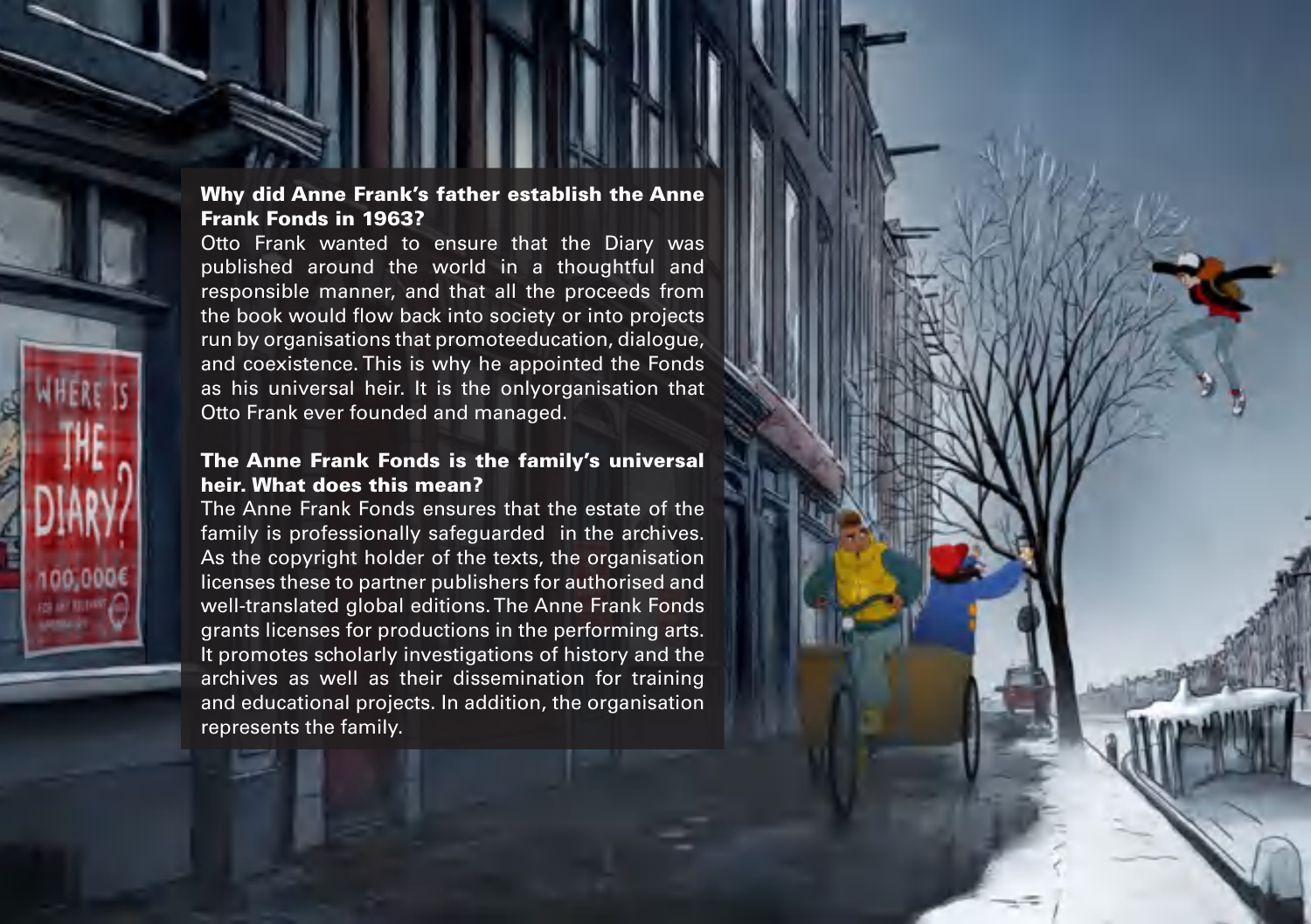**Why did Anne Frank's father establish the Anne Frank Fonds in 1963?**

Otto Frank wanted to ensure that the Diary was published around the world in a thoughtful and responsible manner, and that all the proceeds from the book would flow back into society or into projects run by organisations that promoteeducation, dialogue, and coexistence. This is why he appointed the Fonds as his universal heir. It is the onlyorganisation that Otto Frank ever founded and managed.

**The Anne Frank Fonds is the family's universal heir. What does this mean?**

The Anne Frank Fonds ensures that the estate of the family is professionally safeguarded in the archives. As the copyright holder of the texts, the organisation licenses these to partner publishers for authorised and well-translated global editions. The Anne Frank Fonds grants licenses for productions in the performing arts. It promotes scholarly investigations of history and the archives as well as their dissemination for training and educational projects. In addition, the organisation represents the family.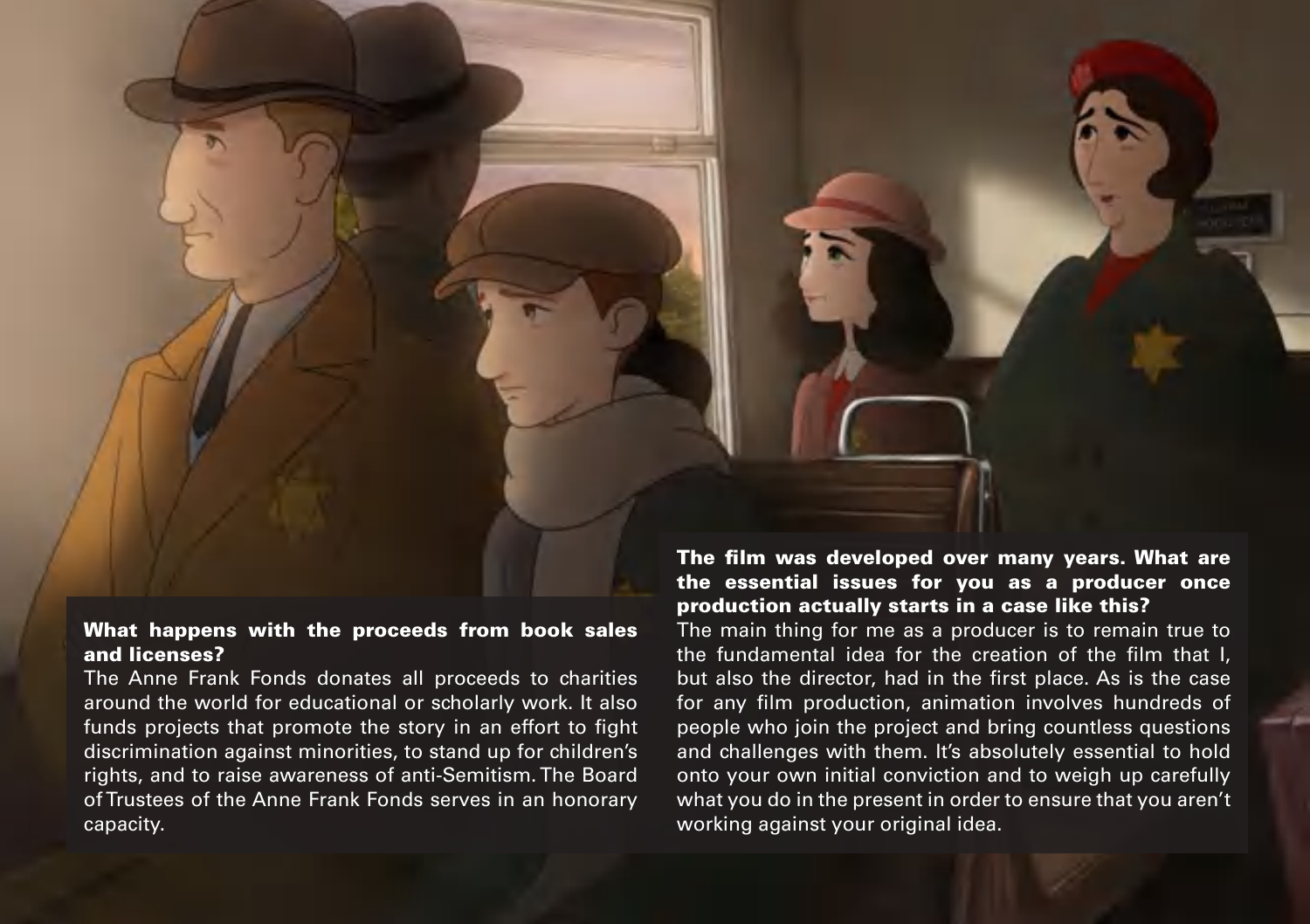**What happens with the proceeds from book sales and licenses?**

The Anne Frank Fonds donates all proceeds to charities around the world for educational or scholarly work. It also funds projects that promote the story in an effort to fight discrimination against minorities, to stand up for children's rights, and to raise awareness of anti-Semitism. The Board of Trustees of the Anne Frank Fonds serves in an honorary capacity.

**The film was developed over many years. What are the essential issues for you as a producer once production actually starts in a case like this?**

The main thing for me as a producer is to remain true to the fundamental idea for the creation of the film that I, but also the director, had in the first place. As is the case for any film production, animation involves hundreds of people who join the project and bring countless questions and challenges with them. It's absolutely essential to hold onto your own initial conviction and to weigh up carefully what you do in the present in order to ensure that you aren't working against your original idea.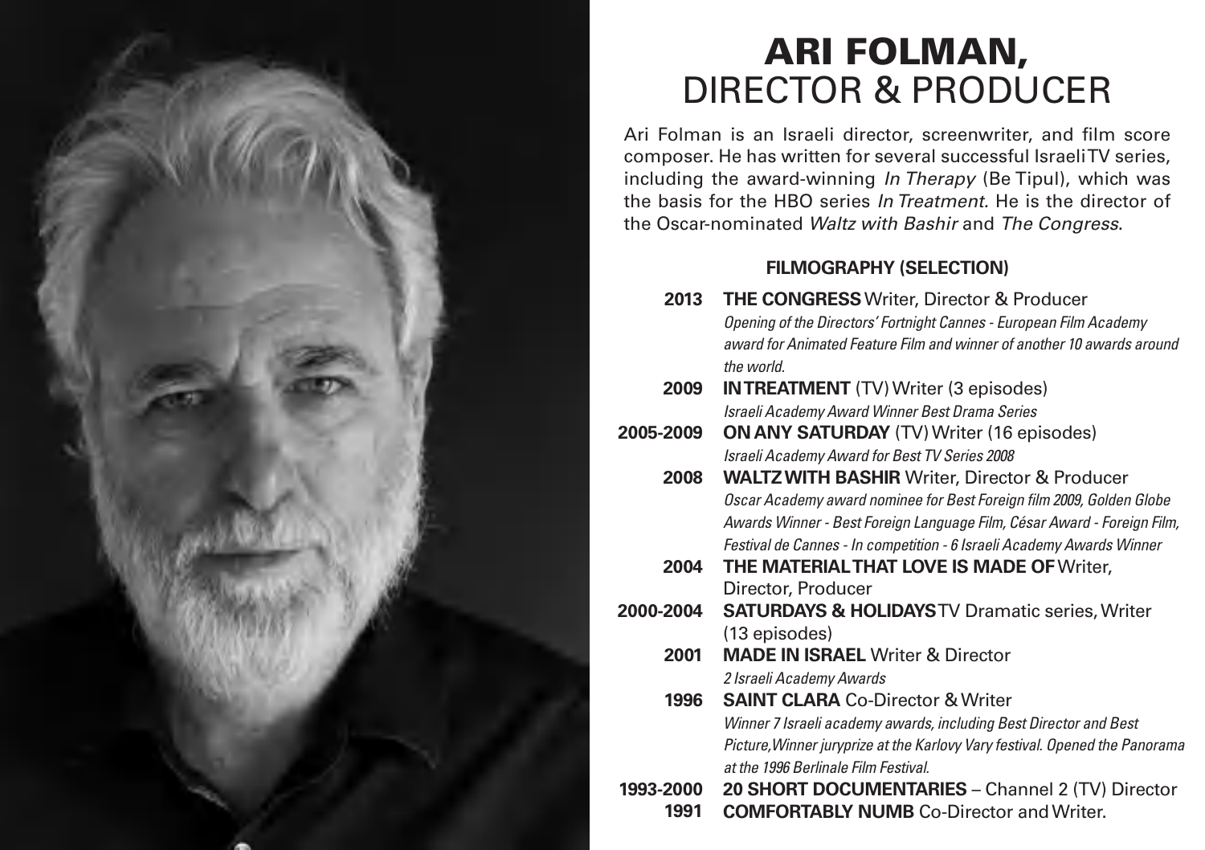# ARI FOLMAN, DIRECTOR & PRODUCER

Ari Folman is an Israeli director, screenwriter, and film score composer. He has written for several successful Israeli TV series, including the award-winning *In Therapy* (Be Tipul), which was the basis for the HBO series *In Treatment*. He is the director of the Oscar-nominated *Waltz with Bashir* and *The Congress*.

### FILMOGRAPHY (SELECTION)

**2013** **THE CONGRESS** Writer, Director & Producer
*Opening of the Directors' Fortnight Cannes - European Film Academy award for Animated Feature Film and winner of another 10 awards around the world.*

**2009** **IN TREATMENT** (TV) Writer (3 episodes)
*Israeli Academy Award Winner Best Drama Series*

**2005-2009** **ON ANY SATURDAY** (TV) Writer (16 episodes)
*Israeli Academy Award for Best TV Series 2008*

**2008** **WALTZ WITH BASHIR** Writer, Director & Producer
*Oscar Academy award nominee for Best Foreign film 2009, Golden Globe Awards Winner - Best Foreign Language Film, César Award - Foreign Film, Festival de Cannes - In competition - 6 Israeli Academy Awards Winner*

**2004** **THE MATERIAL THAT LOVE IS MADE OF** Writer, Director, Producer

**2000-2004** **SATURDAYS & HOLIDAYS** TV Dramatic series, Writer (13 episodes)

**2001** **MADE IN ISRAEL** Writer & Director
*2 Israeli Academy Awards*

**1996** **SAINT CLARA** Co-Director & Writer
*Winner 7 Israeli academy awards, including Best Director and Best Picture,Winner juryprize at the Karlovy Vary festival. Opened the Panorama at the 1996 Berlinale Film Festival.*

**1993-2000** **20 SHORT DOCUMENTARIES** – Channel 2 (TV) Director

**1991** **COMFORTABLY NUMB** Co-Director and Writer.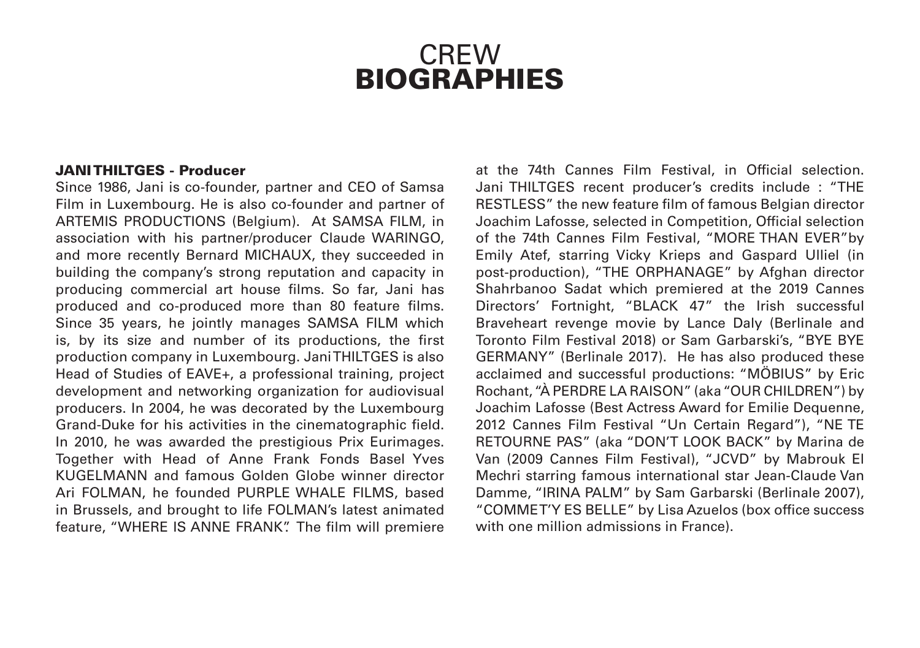# CREW
# BIOGRAPHIES

**JANI THILTGES - Producer**

Since 1986, Jani is co-founder, partner and CEO of Samsa Film in Luxembourg. He is also co-founder and partner of ARTEMIS PRODUCTIONS (Belgium). At SAMSA FILM, in association with his partner/producer Claude WARINGO, and more recently Bernard MICHAUX, they succeeded in building the company's strong reputation and capacity in producing commercial art house films. So far, Jani has produced and co-produced more than 80 feature films. Since 35 years, he jointly manages SAMSA FILM which is, by its size and number of its productions, the first production company in Luxembourg. Jani THILTGES is also Head of Studies of EAVE+, a professional training, project development and networking organization for audiovisual producers. In 2004, he was decorated by the Luxembourg Grand-Duke for his activities in the cinematographic field. In 2010, he was awarded the prestigious Prix Eurimages. Together with Head of Anne Frank Fonds Basel Yves KUGELMANN and famous Golden Globe winner director Ari FOLMAN, he founded PURPLE WHALE FILMS, based in Brussels, and brought to life FOLMAN's latest animated feature, "WHERE IS ANNE FRANK". The film will premiere at the 74th Cannes Film Festival, in Official selection. Jani THILTGES recent producer's credits include : "THE RESTLESS" the new feature film of famous Belgian director Joachim Lafosse, selected in Competition, Official selection of the 74th Cannes Film Festival, "MORE THAN EVER"by Emily Atef, starring Vicky Krieps and Gaspard Ulliel (in post-production), "THE ORPHANAGE" by Afghan director Shahrbanoo Sadat which premiered at the 2019 Cannes Directors' Fortnight, "BLACK 47" the Irish successful Braveheart revenge movie by Lance Daly (Berlinale and Toronto Film Festival 2018) or Sam Garbarski's, "BYE BYE GERMANY" (Berlinale 2017). He has also produced these acclaimed and successful productions: "MÖBIUS" by Eric Rochant, "À PERDRE LA RAISON" (aka "OUR CHILDREN") by Joachim Lafosse (Best Actress Award for Emilie Dequenne, 2012 Cannes Film Festival "Un Certain Regard"), "NE TE RETOURNE PAS" (aka "DON'T LOOK BACK" by Marina de Van (2009 Cannes Film Festival), "JCVD" by Mabrouk El Mechri starring famous international star Jean-Claude Van Damme, "IRINA PALM" by Sam Garbarski (Berlinale 2007), "COMME T'Y ES BELLE" by Lisa Azuelos (box office success with one million admissions in France).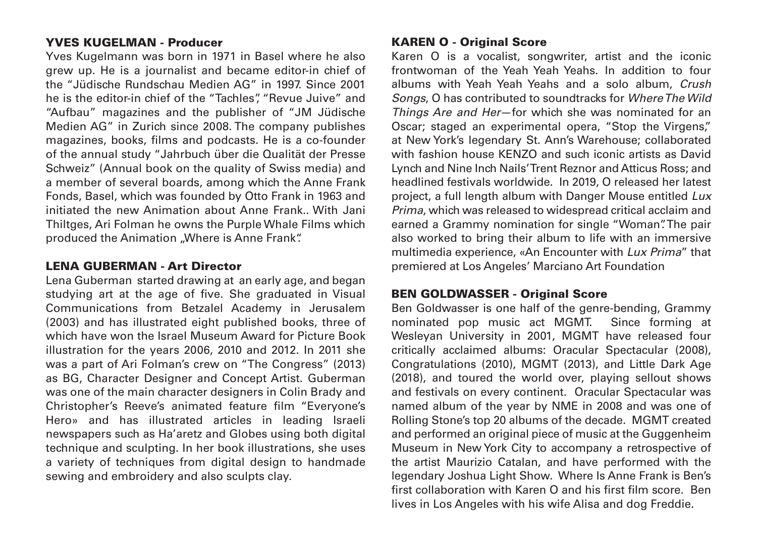### YVES KUGELMAN - Producer

Yves Kugelmann was born in 1971 in Basel where he also grew up. He is a journalist and became editor-in chief of the "Jüdische Rundschau Medien AG" in 1997. Since 2001 he is the editor-in chief of the "Tachles", "Revue Juive" and "Aufbau" magazines and the publisher of "JM Jüdische Medien AG" in Zurich since 2008. The company publishes magazines, books, films and podcasts. He is a co-founder of the annual study "Jahrbuch über die Qualität der Presse Schweiz" (Annual book on the quality of Swiss media) and a member of several boards, among which the Anne Frank Fonds, Basel, which was founded by Otto Frank in 1963 and initiated the new Animation about Anne Frank.. With Jani Thiltges, Ari Folman he owns the Purple Whale Films which produced the Animation „Where is Anne Frank".

### LENA GUBERMAN - Art Director

Lena Guberman started drawing at an early age, and began studying art at the age of five. She graduated in Visual Communications from Betzalel Academy in Jerusalem (2003) and has illustrated eight published books, three of which have won the Israel Museum Award for Picture Book illustration for the years 2006, 2010 and 2012. In 2011 she was a part of Ari Folman's crew on "The Congress" (2013) as BG, Character Designer and Concept Artist. Guberman was one of the main character designers in Colin Brady and Christopher's Reeve's animated feature film "Everyone's Hero» and has illustrated articles in leading Israeli newspapers such as Ha'aretz and Globes using both digital technique and sculpting. In her book illustrations, she uses a variety of techniques from digital design to handmade sewing and embroidery and also sculpts clay.

### KAREN O - Original Score

Karen O is a vocalist, songwriter, artist and the iconic frontwoman of the Yeah Yeah Yeahs. In addition to four albums with Yeah Yeah Yeahs and a solo album, *Crush Songs*, O has contributed to soundtracks for *Where The Wild Things Are and Her*—for which she was nominated for an Oscar; staged an experimental opera, "Stop the Virgens," at New York's legendary St. Ann's Warehouse; collaborated with fashion house KENZO and such iconic artists as David Lynch and Nine Inch Nails' Trent Reznor and Atticus Ross; and headlined festivals worldwide. In 2019, O released her latest project, a full length album with Danger Mouse entitled *Lux Prima*, which was released to widespread critical acclaim and earned a Grammy nomination for single "Woman". The pair also worked to bring their album to life with an immersive multimedia experience, «An Encounter with *Lux Prima*" that premiered at Los Angeles' Marciano Art Foundation

### BEN GOLDWASSER - Original Score

Ben Goldwasser is one half of the genre-bending, Grammy nominated pop music act MGMT. Since forming at Wesleyan University in 2001, MGMT have released four critically acclaimed albums: Oracular Spectacular (2008), Congratulations (2010), MGMT (2013), and Little Dark Age (2018), and toured the world over, playing sellout shows and festivals on every continent. Oracular Spectacular was named album of the year by NME in 2008 and was one of Rolling Stone's top 20 albums of the decade. MGMT created and performed an original piece of music at the Guggenheim Museum in New York City to accompany a retrospective of the artist Maurizio Catalan, and have performed with the legendary Joshua Light Show. Where Is Anne Frank is Ben's first collaboration with Karen O and his first film score. Ben lives in Los Angeles with his wife Alisa and dog Freddie.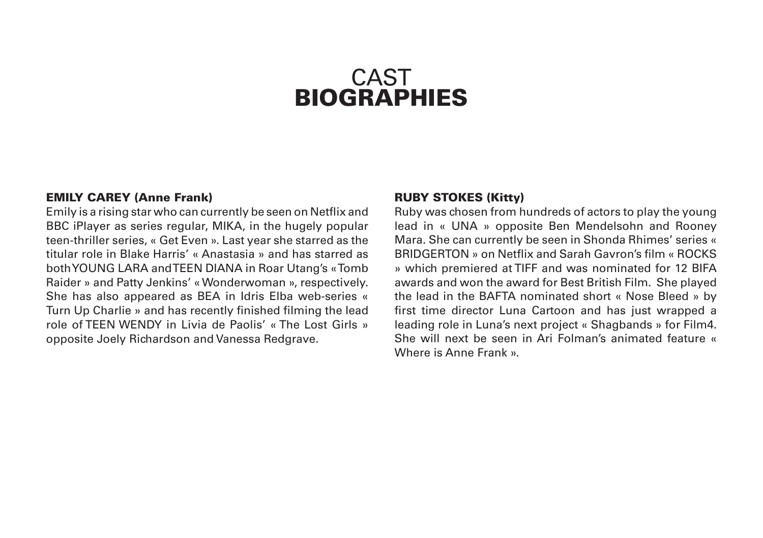# CAST **BIOGRAPHIES**

**EMILY CAREY (Anne Frank)**

Emily is a rising star who can currently be seen on Netflix and BBC iPlayer as series regular, MIKA, in the hugely popular teen-thriller series, « Get Even ». Last year she starred as the titular role in Blake Harris' « Anastasia » and has starred as both YOUNG LARA and TEEN DIANA in Roar Utang's « Tomb Raider » and Patty Jenkins' « Wonderwoman », respectively. She has also appeared as BEA in Idris Elba web-series « Turn Up Charlie » and has recently finished filming the lead role of TEEN WENDY in Livia de Paolis' « The Lost Girls » opposite Joely Richardson and Vanessa Redgrave.

**RUBY STOKES (Kitty)**

Ruby was chosen from hundreds of actors to play the young lead in « UNA » opposite Ben Mendelsohn and Rooney Mara. She can currently be seen in Shonda Rhimes' series « BRIDGERTON » on Netflix and Sarah Gavron's film « ROCKS » which premiered at TIFF and was nominated for 12 BIFA awards and won the award for Best British Film. She played the lead in the BAFTA nominated short « Nose Bleed » by first time director Luna Cartoon and has just wrapped a leading role in Luna's next project « Shagbands » for Film4. She will next be seen in Ari Folman's animated feature « Where is Anne Frank ».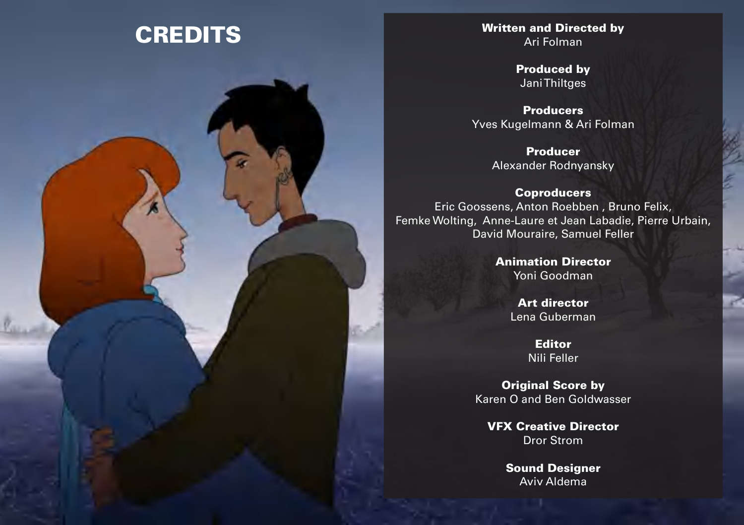# CREDITS

**Written and Directed by**
Ari Folman

**Produced by**
Jani Thiltges

**Producers**
Yves Kugelmann & Ari Folman

**Producer**
Alexander Rodnyansky

**Coproducers**
Eric Goossens, Anton Roebben , Bruno Felix, Femke Wolting, Anne-Laure et Jean Labadie, Pierre Urbain, David Mouraire, Samuel Feller

**Animation Director**
Yoni Goodman

**Art director**
Lena Guberman

**Editor**
Nili Feller

**Original Score by**
Karen O and Ben Goldwasser

**VFX Creative Director**
Dror Strom

**Sound Designer**
Aviv Aldema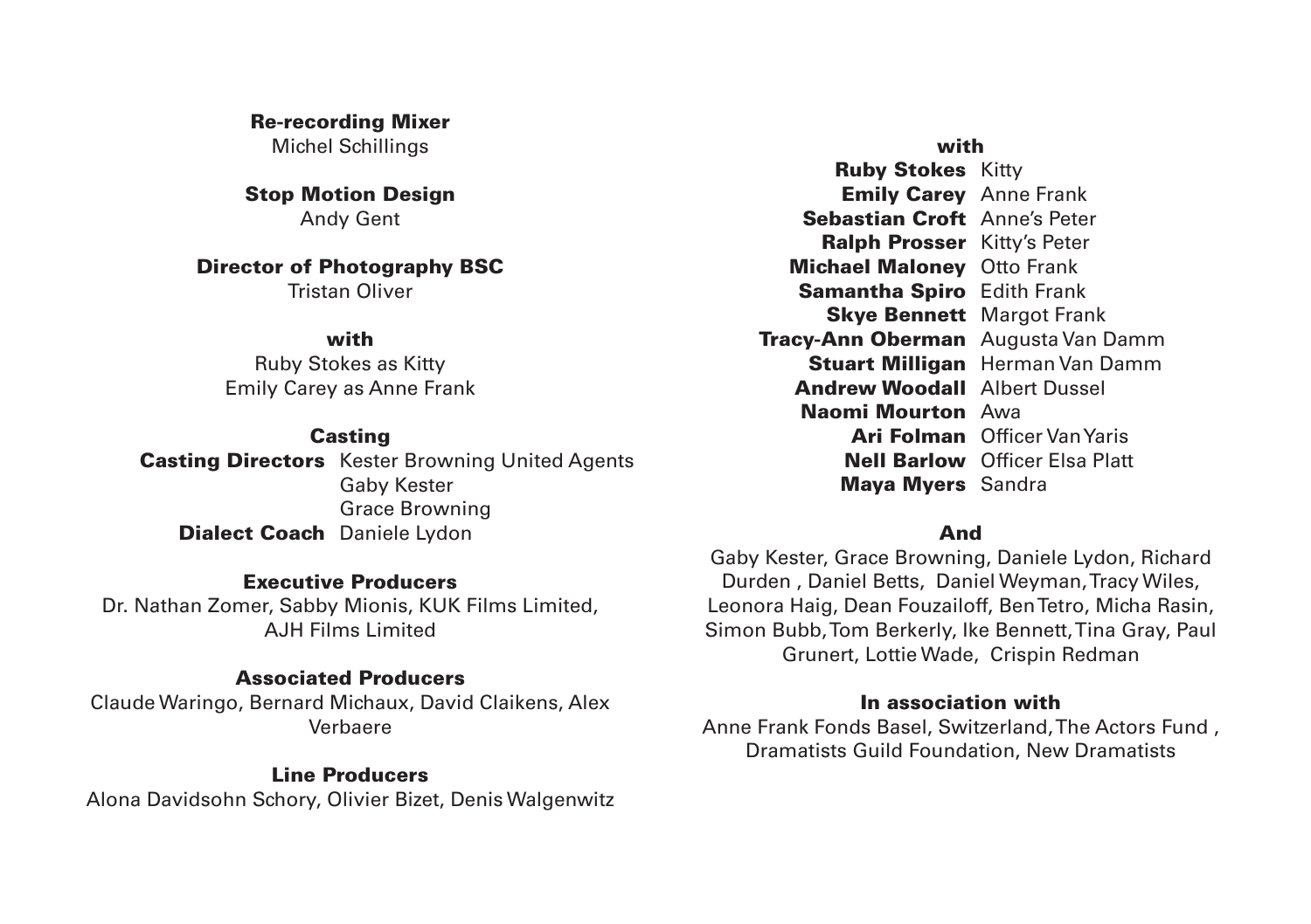**Re-recording Mixer**
Michel Schillings

**Stop Motion Design**
Andy Gent

**Director of Photography BSC**
Tristan Oliver

**with**
Ruby Stokes as Kitty
Emily Carey as Anne Frank

**Casting**

| | |
|---|---|
| **Casting Directors** | Kester Browning United Agents |
| | Gaby Kester |
| | Grace Browning |
| **Dialect Coach** | Daniele Lydon |

**Executive Producers**
Dr. Nathan Zomer, Sabby Mionis, KUK Films Limited, AJH Films Limited

**Associated Producers**
Claude Waringo, Bernard Michaux, David Claikens, Alex Verbaere

**Line Producers**
Alona Davidsohn Schory, Olivier Bizet, Denis Walgenwitz

**with**

| | |
|---|---|
| **Ruby Stokes** | Kitty |
| **Emily Carey** | Anne Frank |
| **Sebastian Croft** | Anne's Peter |
| **Ralph Prosser** | Kitty's Peter |
| **Michael Maloney** | Otto Frank |
| **Samantha Spiro** | Edith Frank |
| **Skye Bennett** | Margot Frank |
| **Tracy-Ann Oberman** | Augusta Van Damm |
| **Stuart Milligan** | Herman Van Damm |
| **Andrew Woodall** | Albert Dussel |
| **Naomi Mourton** | Awa |
| **Ari Folman** | Officer Van Yaris |
| **Nell Barlow** | Officer Elsa Platt |
| **Maya Myers** | Sandra |

**And**
Gaby Kester, Grace Browning, Daniele Lydon, Richard Durden , Daniel Betts, Daniel Weyman, Tracy Wiles, Leonora Haig, Dean Fouzailoff, Ben Tetro, Micha Rasin, Simon Bubb, Tom Berkerly, Ike Bennett, Tina Gray, Paul Grunert, Lottie Wade, Crispin Redman

**In association with**
Anne Frank Fonds Basel, Switzerland, The Actors Fund , Dramatists Guild Foundation, New Dramatists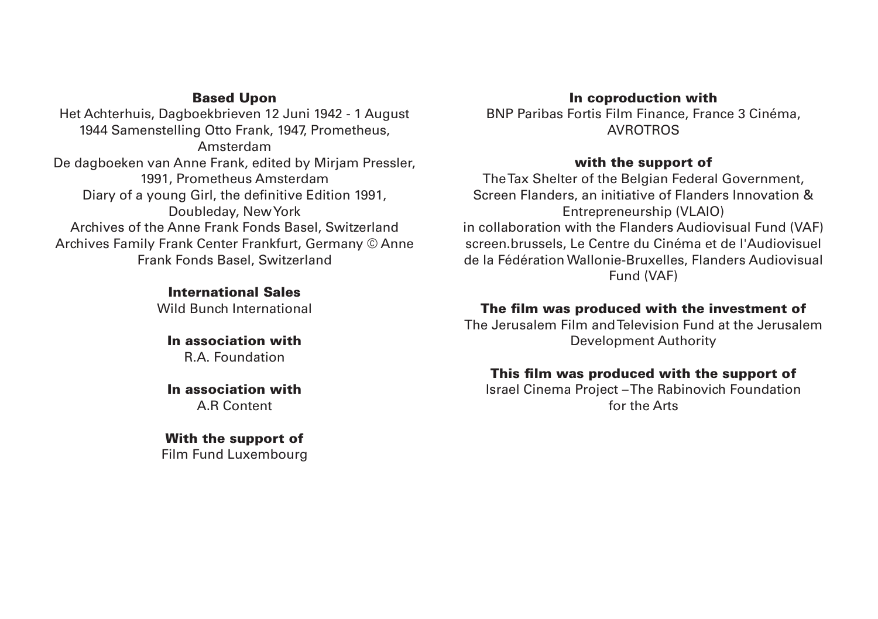**Based Upon**

Het Achterhuis, Dagboekbrieven 12 Juni 1942 - 1 August 1944 Samenstelling Otto Frank, 1947, Prometheus, Amsterdam
De dagboeken van Anne Frank, edited by Mirjam Pressler, 1991, Prometheus Amsterdam
Diary of a young Girl, the definitive Edition 1991, Doubleday, New York
Archives of the Anne Frank Fonds Basel, Switzerland
Archives Family Frank Center Frankfurt, Germany © Anne Frank Fonds Basel, Switzerland

**International Sales**

Wild Bunch International

**In association with**

R.A. Foundation

**In association with**

A.R Content

**With the support of**

Film Fund Luxembourg

**In coproduction with**

BNP Paribas Fortis Film Finance, France 3 Cinéma, AVROTROS

**with the support of**

The Tax Shelter of the Belgian Federal Government, Screen Flanders, an initiative of Flanders Innovation & Entrepreneurship (VLAIO)
in collaboration with the Flanders Audiovisual Fund (VAF)
screen.brussels, Le Centre du Cinéma et de l'Audiovisuel de la Fédération Wallonie-Bruxelles, Flanders Audiovisual Fund (VAF)

**The film was produced with the investment of**

The Jerusalem Film and Television Fund at the Jerusalem Development Authority

**This film was produced with the support of**

Israel Cinema Project – The Rabinovich Foundation for the Arts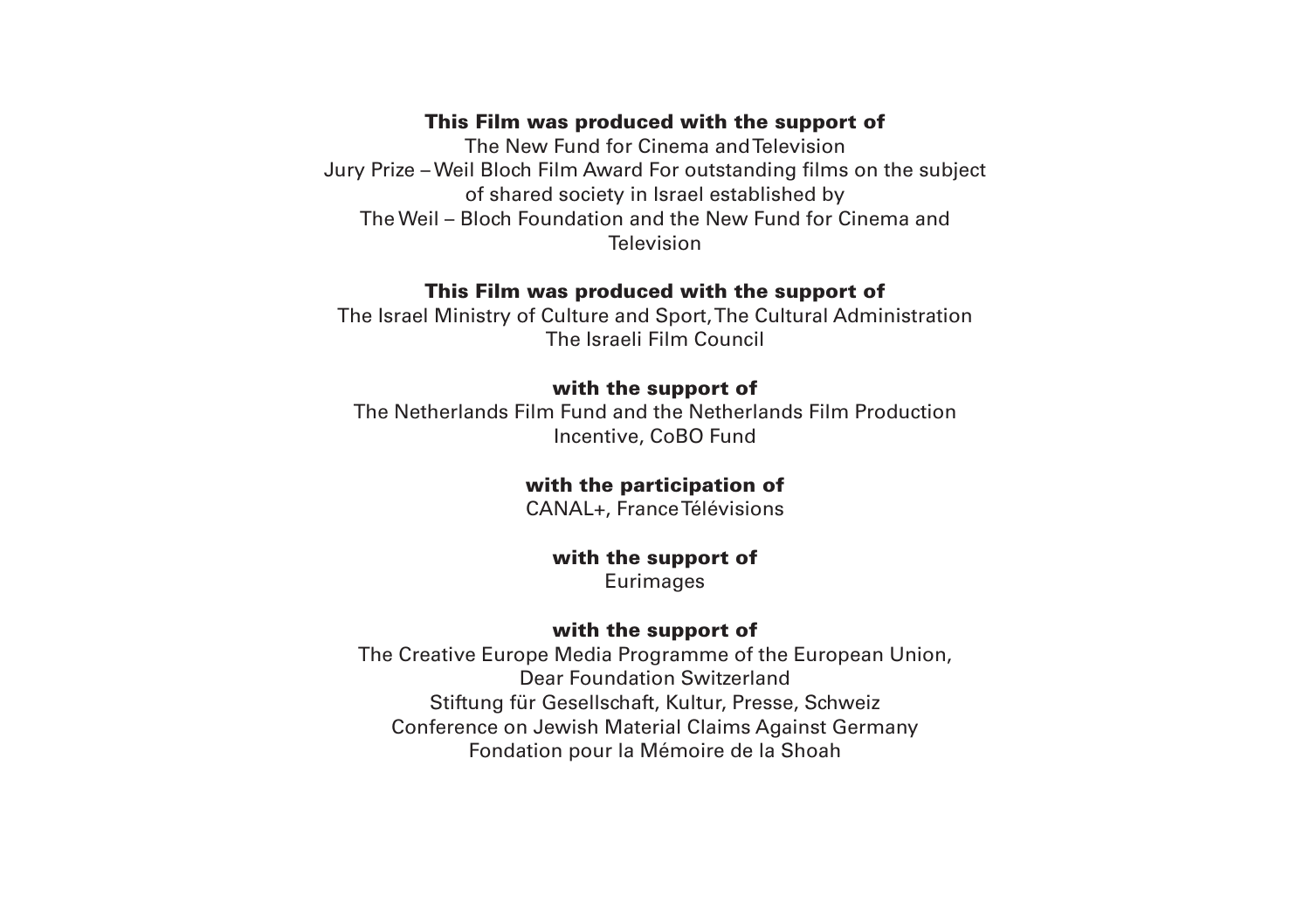**This Film was produced with the support of**
The New Fund for Cinema and Television
Jury Prize – Weil Bloch Film Award For outstanding films on the subject of shared society in Israel established by
The Weil – Bloch Foundation and the New Fund for Cinema and Television

**This Film was produced with the support of**
The Israel Ministry of Culture and Sport, The Cultural Administration
The Israeli Film Council

**with the support of**
The Netherlands Film Fund and the Netherlands Film Production Incentive, CoBO Fund

**with the participation of**
CANAL+, France Télévisions

**with the support of**
Eurimages

**with the support of**
The Creative Europe Media Programme of the European Union,
Dear Foundation Switzerland
Stiftung für Gesellschaft, Kultur, Presse, Schweiz
Conference on Jewish Material Claims Against Germany
Fondation pour la Mémoire de la Shoah